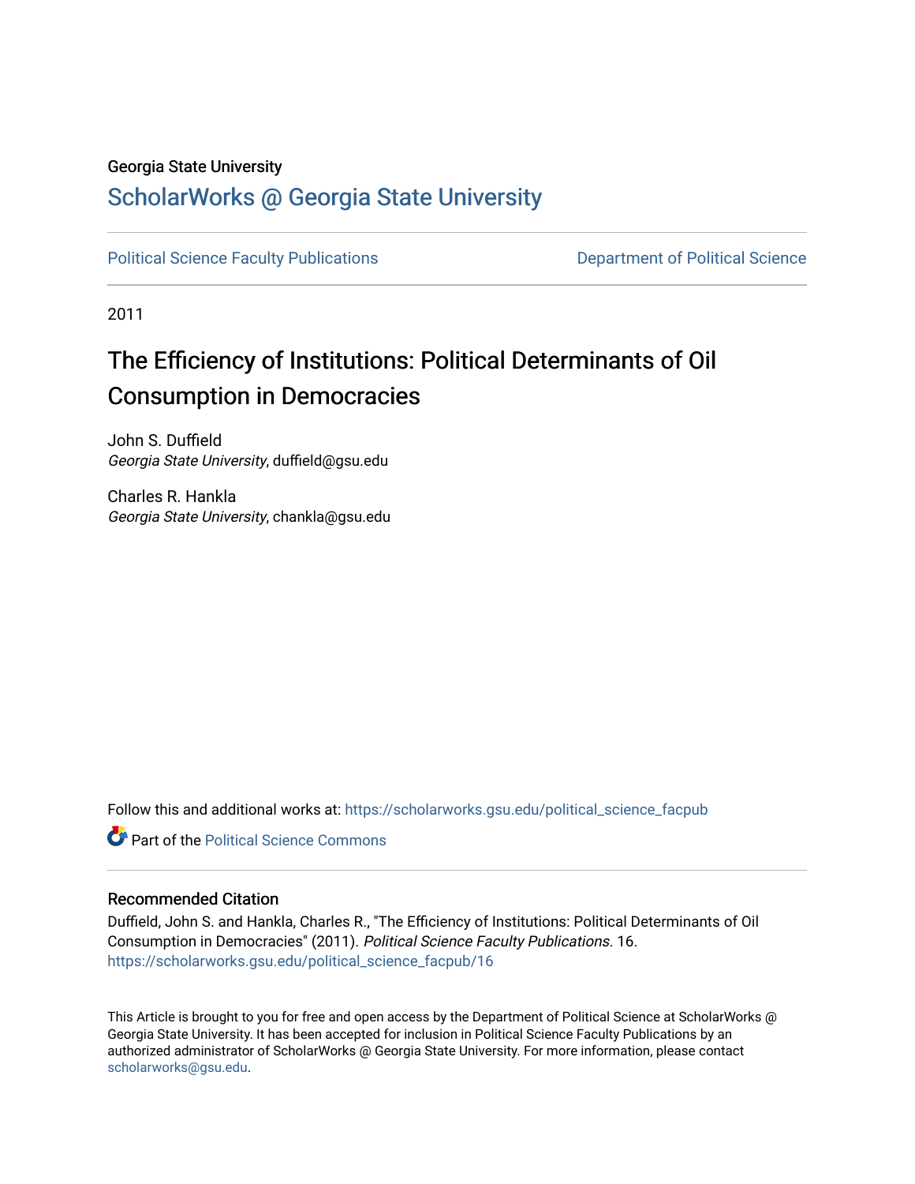Georgia State University

# ScholarWorks @ Georgia State University

Political Science Faculty Publications

Department of Political Science

2011

# The Efficiency of Institutions: Political Determinants of Oil Consumption in Democracies

John S. Duffield
*Georgia State University*, duffield@gsu.edu

Charles R. Hankla
*Georgia State University*, chankla@gsu.edu

Follow this and additional works at: https://scholarworks.gsu.edu/political_science_facpub

Part of the Political Science Commons

## Recommended Citation

Duffield, John S. and Hankla, Charles R., "The Efficiency of Institutions: Political Determinants of Oil Consumption in Democracies" (2011). *Political Science Faculty Publications*. 16.
https://scholarworks.gsu.edu/political_science_facpub/16

This Article is brought to you for free and open access by the Department of Political Science at ScholarWorks @ Georgia State University. It has been accepted for inclusion in Political Science Faculty Publications by an authorized administrator of ScholarWorks @ Georgia State University. For more information, please contact scholarworks@gsu.edu.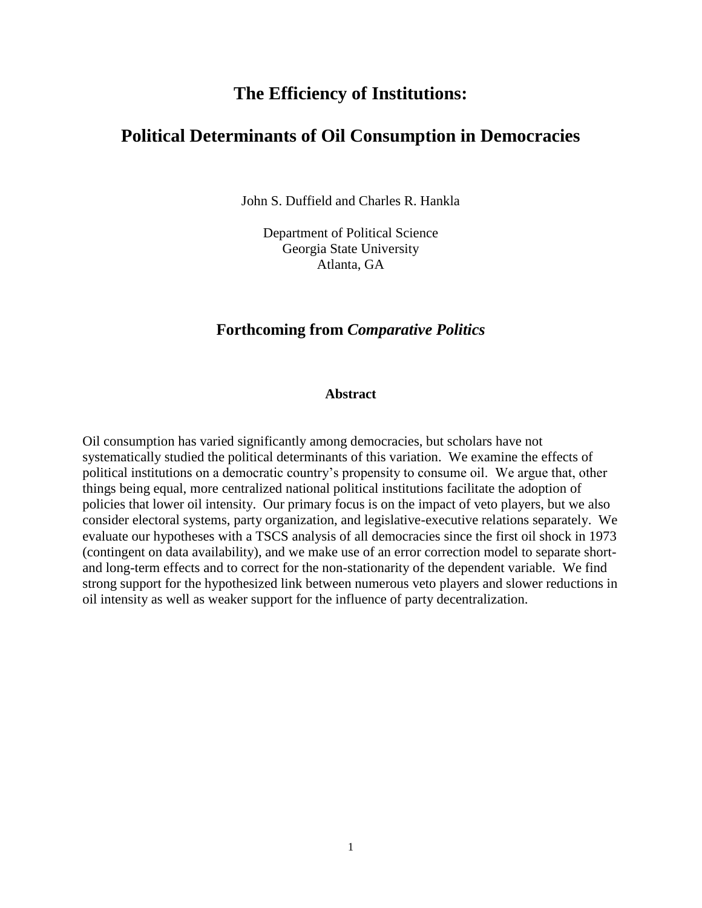# The Efficiency of Institutions:

# Political Determinants of Oil Consumption in Democracies

John S. Duffield and Charles R. Hankla

Department of Political Science
Georgia State University
Atlanta, GA

## Forthcoming from *Comparative Politics*

### Abstract

Oil consumption has varied significantly among democracies, but scholars have not systematically studied the political determinants of this variation. We examine the effects of political institutions on a democratic country's propensity to consume oil. We argue that, other things being equal, more centralized national political institutions facilitate the adoption of policies that lower oil intensity. Our primary focus is on the impact of veto players, but we also consider electoral systems, party organization, and legislative-executive relations separately. We evaluate our hypotheses with a TSCS analysis of all democracies since the first oil shock in 1973 (contingent on data availability), and we make use of an error correction model to separate short- and long-term effects and to correct for the non-stationarity of the dependent variable. We find strong support for the hypothesized link between numerous veto players and slower reductions in oil intensity as well as weaker support for the influence of party decentralization.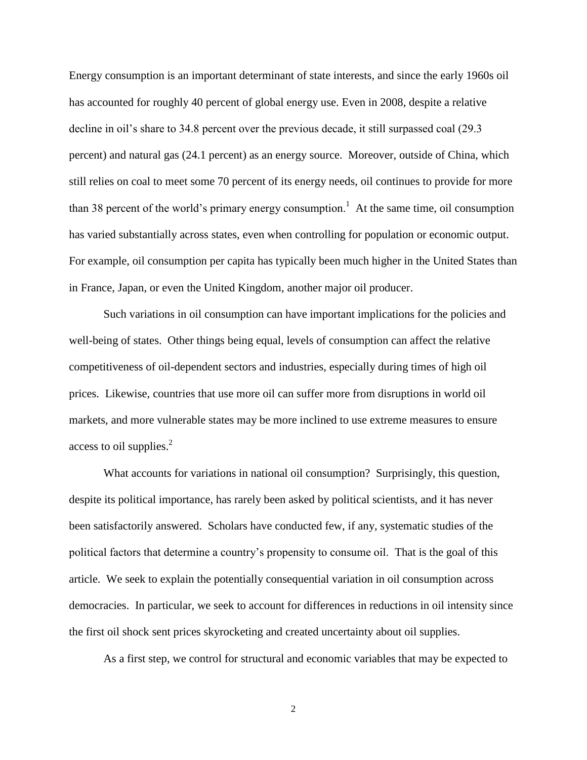Energy consumption is an important determinant of state interests, and since the early 1960s oil has accounted for roughly 40 percent of global energy use. Even in 2008, despite a relative decline in oil's share to 34.8 percent over the previous decade, it still surpassed coal (29.3 percent) and natural gas (24.1 percent) as an energy source. Moreover, outside of China, which still relies on coal to meet some 70 percent of its energy needs, oil continues to provide for more than 38 percent of the world's primary energy consumption.[1] At the same time, oil consumption has varied substantially across states, even when controlling for population or economic output. For example, oil consumption per capita has typically been much higher in the United States than in France, Japan, or even the United Kingdom, another major oil producer.

Such variations in oil consumption can have important implications for the policies and well-being of states. Other things being equal, levels of consumption can affect the relative competitiveness of oil-dependent sectors and industries, especially during times of high oil prices. Likewise, countries that use more oil can suffer more from disruptions in world oil markets, and more vulnerable states may be more inclined to use extreme measures to ensure access to oil supplies.[2]

What accounts for variations in national oil consumption? Surprisingly, this question, despite its political importance, has rarely been asked by political scientists, and it has never been satisfactorily answered. Scholars have conducted few, if any, systematic studies of the political factors that determine a country's propensity to consume oil. That is the goal of this article. We seek to explain the potentially consequential variation in oil consumption across democracies. In particular, we seek to account for differences in reductions in oil intensity since the first oil shock sent prices skyrocketing and created uncertainty about oil supplies.

As a first step, we control for structural and economic variables that may be expected to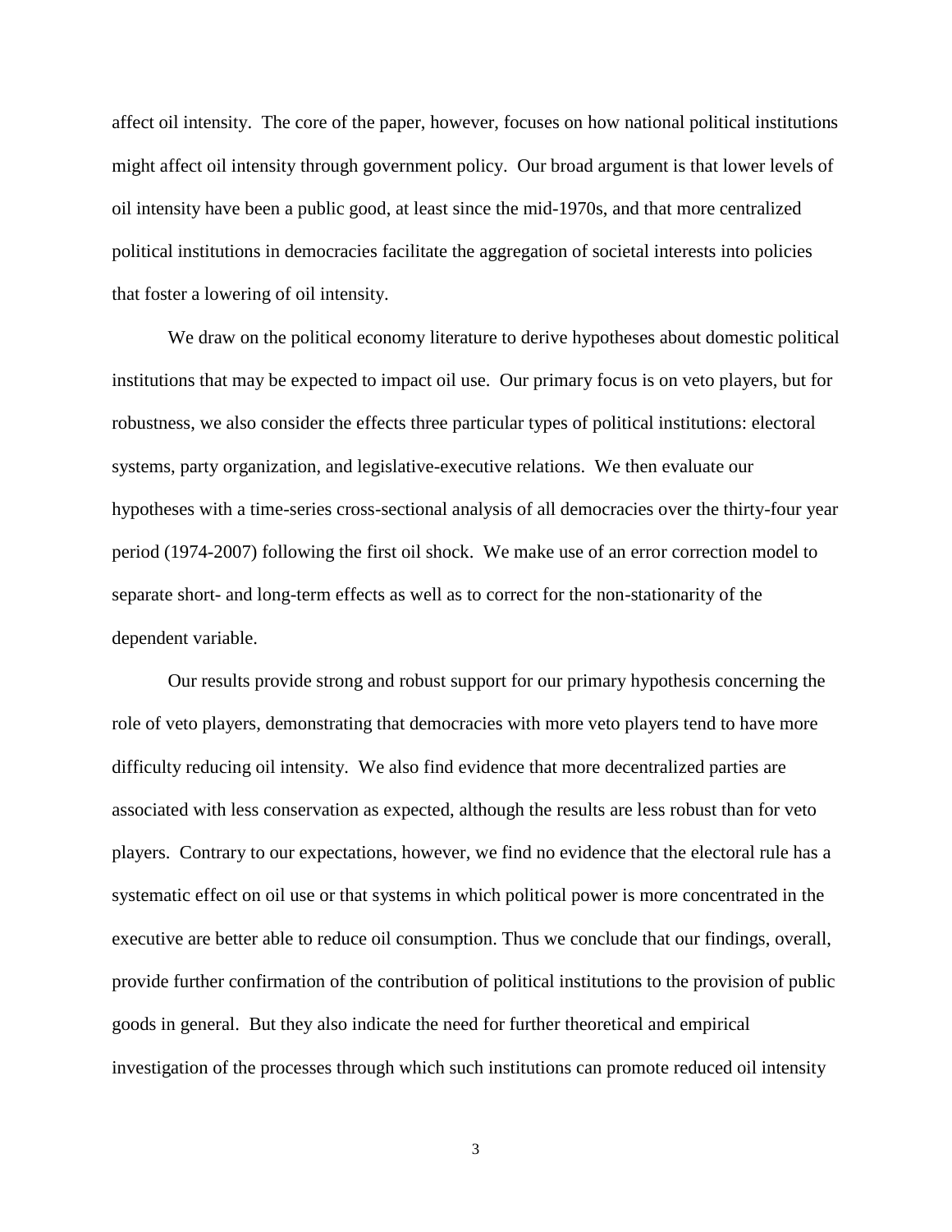affect oil intensity. The core of the paper, however, focuses on how national political institutions might affect oil intensity through government policy. Our broad argument is that lower levels of oil intensity have been a public good, at least since the mid-1970s, and that more centralized political institutions in democracies facilitate the aggregation of societal interests into policies that foster a lowering of oil intensity.

We draw on the political economy literature to derive hypotheses about domestic political institutions that may be expected to impact oil use. Our primary focus is on veto players, but for robustness, we also consider the effects three particular types of political institutions: electoral systems, party organization, and legislative-executive relations. We then evaluate our hypotheses with a time-series cross-sectional analysis of all democracies over the thirty-four year period (1974-2007) following the first oil shock. We make use of an error correction model to separate short- and long-term effects as well as to correct for the non-stationarity of the dependent variable.

Our results provide strong and robust support for our primary hypothesis concerning the role of veto players, demonstrating that democracies with more veto players tend to have more difficulty reducing oil intensity. We also find evidence that more decentralized parties are associated with less conservation as expected, although the results are less robust than for veto players. Contrary to our expectations, however, we find no evidence that the electoral rule has a systematic effect on oil use or that systems in which political power is more concentrated in the executive are better able to reduce oil consumption. Thus we conclude that our findings, overall, provide further confirmation of the contribution of political institutions to the provision of public goods in general. But they also indicate the need for further theoretical and empirical investigation of the processes through which such institutions can promote reduced oil intensity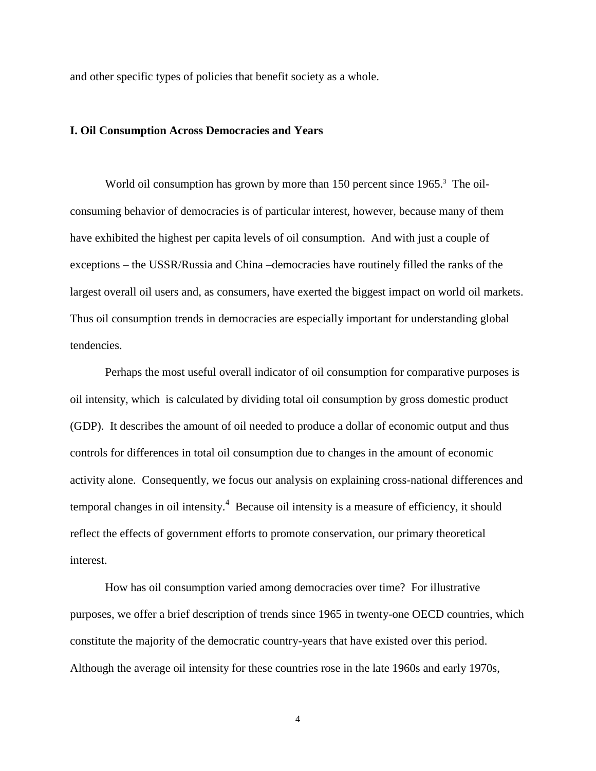and other specific types of policies that benefit society as a whole.

## I. Oil Consumption Across Democracies and Years

World oil consumption has grown by more than 150 percent since 1965.[3] The oil-consuming behavior of democracies is of particular interest, however, because many of them have exhibited the highest per capita levels of oil consumption. And with just a couple of exceptions – the USSR/Russia and China –democracies have routinely filled the ranks of the largest overall oil users and, as consumers, have exerted the biggest impact on world oil markets. Thus oil consumption trends in democracies are especially important for understanding global tendencies.

Perhaps the most useful overall indicator of oil consumption for comparative purposes is oil intensity, which is calculated by dividing total oil consumption by gross domestic product (GDP). It describes the amount of oil needed to produce a dollar of economic output and thus controls for differences in total oil consumption due to changes in the amount of economic activity alone. Consequently, we focus our analysis on explaining cross-national differences and temporal changes in oil intensity.[4] Because oil intensity is a measure of efficiency, it should reflect the effects of government efforts to promote conservation, our primary theoretical interest.

How has oil consumption varied among democracies over time? For illustrative purposes, we offer a brief description of trends since 1965 in twenty-one OECD countries, which constitute the majority of the democratic country-years that have existed over this period. Although the average oil intensity for these countries rose in the late 1960s and early 1970s,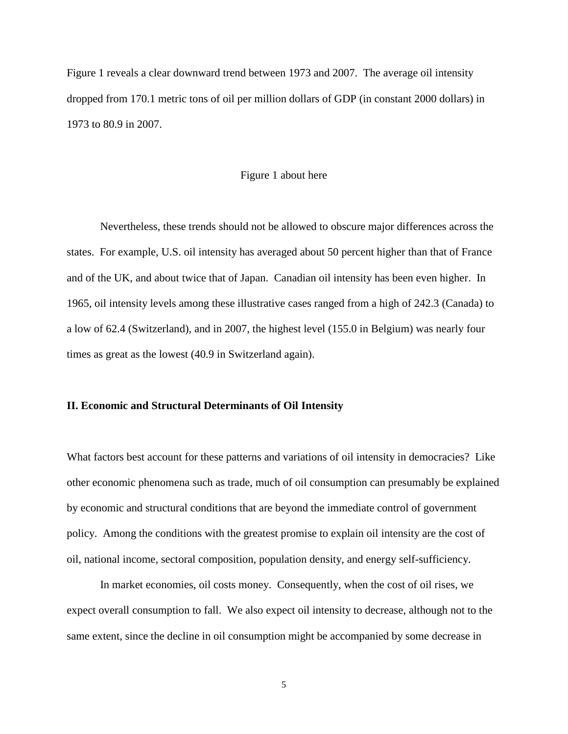Figure 1 reveals a clear downward trend between 1973 and 2007. The average oil intensity dropped from 170.1 metric tons of oil per million dollars of GDP (in constant 2000 dollars) in 1973 to 80.9 in 2007.

Figure 1 about here

Nevertheless, these trends should not be allowed to obscure major differences across the states. For example, U.S. oil intensity has averaged about 50 percent higher than that of France and of the UK, and about twice that of Japan. Canadian oil intensity has been even higher. In 1965, oil intensity levels among these illustrative cases ranged from a high of 242.3 (Canada) to a low of 62.4 (Switzerland), and in 2007, the highest level (155.0 in Belgium) was nearly four times as great as the lowest (40.9 in Switzerland again).

## II. Economic and Structural Determinants of Oil Intensity

What factors best account for these patterns and variations of oil intensity in democracies? Like other economic phenomena such as trade, much of oil consumption can presumably be explained by economic and structural conditions that are beyond the immediate control of government policy. Among the conditions with the greatest promise to explain oil intensity are the cost of oil, national income, sectoral composition, population density, and energy self-sufficiency.

In market economies, oil costs money. Consequently, when the cost of oil rises, we expect overall consumption to fall. We also expect oil intensity to decrease, although not to the same extent, since the decline in oil consumption might be accompanied by some decrease in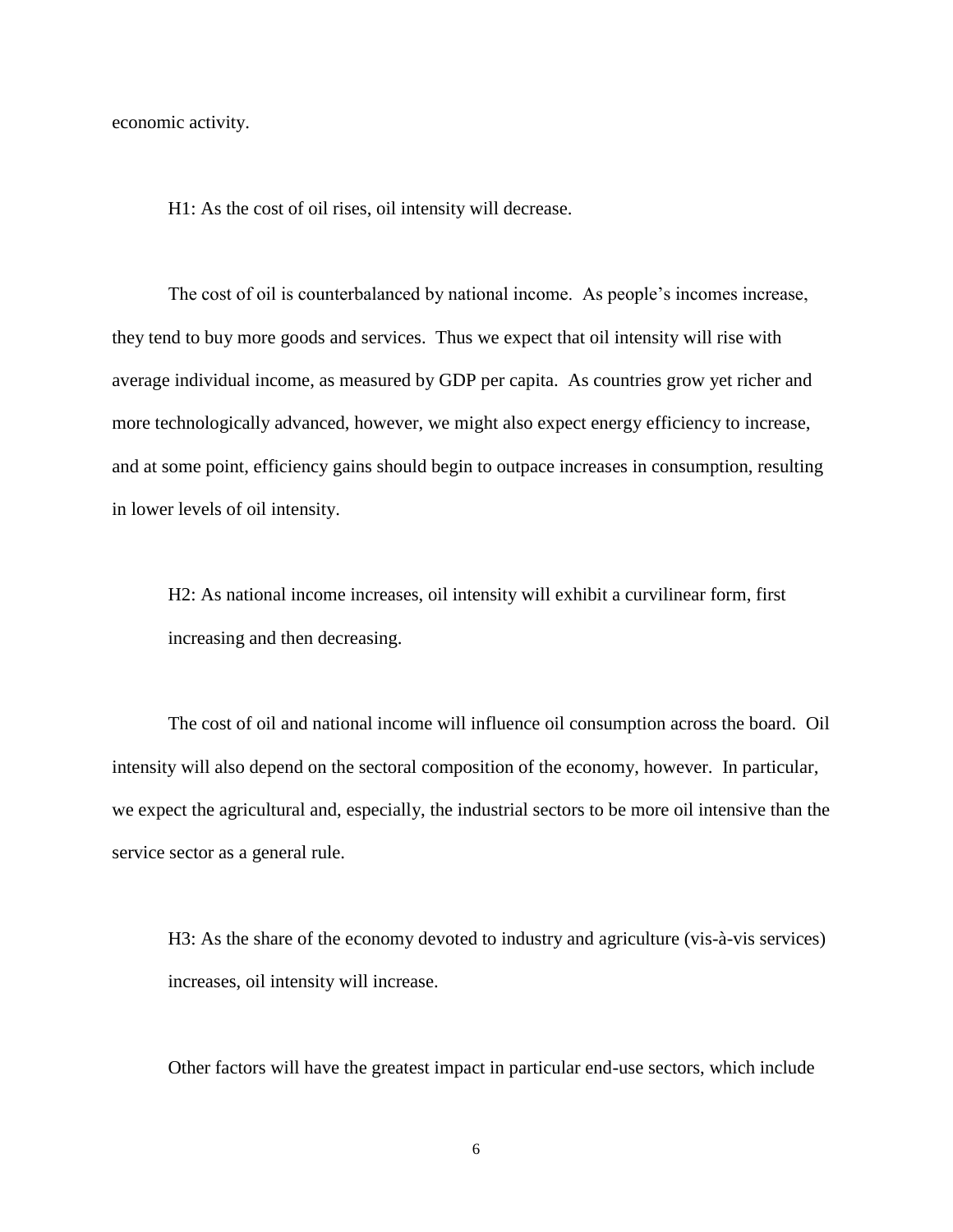economic activity.

> H1: As the cost of oil rises, oil intensity will decrease.

The cost of oil is counterbalanced by national income. As people's incomes increase, they tend to buy more goods and services. Thus we expect that oil intensity will rise with average individual income, as measured by GDP per capita. As countries grow yet richer and more technologically advanced, however, we might also expect energy efficiency to increase, and at some point, efficiency gains should begin to outpace increases in consumption, resulting in lower levels of oil intensity.

> H2: As national income increases, oil intensity will exhibit a curvilinear form, first increasing and then decreasing.

The cost of oil and national income will influence oil consumption across the board. Oil intensity will also depend on the sectoral composition of the economy, however. In particular, we expect the agricultural and, especially, the industrial sectors to be more oil intensive than the service sector as a general rule.

> H3: As the share of the economy devoted to industry and agriculture (vis-à-vis services) increases, oil intensity will increase.

Other factors will have the greatest impact in particular end-use sectors, which include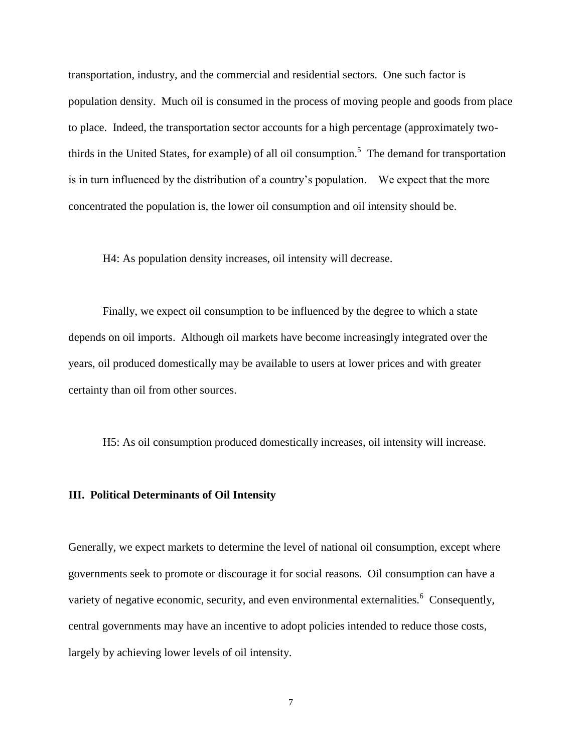transportation, industry, and the commercial and residential sectors. One such factor is population density. Much oil is consumed in the process of moving people and goods from place to place. Indeed, the transportation sector accounts for a high percentage (approximately two-thirds in the United States, for example) of all oil consumption.[5] The demand for transportation is in turn influenced by the distribution of a country's population. We expect that the more concentrated the population is, the lower oil consumption and oil intensity should be.

H4: As population density increases, oil intensity will decrease.

Finally, we expect oil consumption to be influenced by the degree to which a state depends on oil imports. Although oil markets have become increasingly integrated over the years, oil produced domestically may be available to users at lower prices and with greater certainty than oil from other sources.

H5: As oil consumption produced domestically increases, oil intensity will increase.

## III. Political Determinants of Oil Intensity

Generally, we expect markets to determine the level of national oil consumption, except where governments seek to promote or discourage it for social reasons. Oil consumption can have a variety of negative economic, security, and even environmental externalities.[6] Consequently, central governments may have an incentive to adopt policies intended to reduce those costs, largely by achieving lower levels of oil intensity.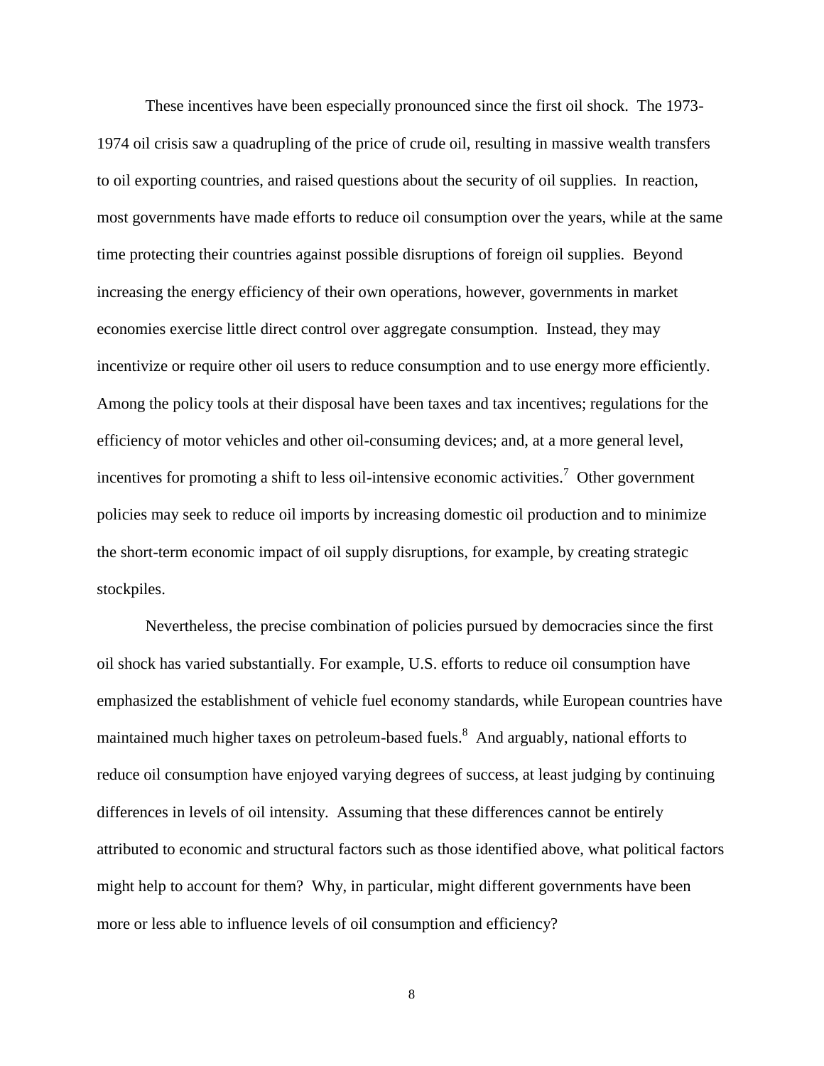These incentives have been especially pronounced since the first oil shock. The 1973-1974 oil crisis saw a quadrupling of the price of crude oil, resulting in massive wealth transfers to oil exporting countries, and raised questions about the security of oil supplies. In reaction, most governments have made efforts to reduce oil consumption over the years, while at the same time protecting their countries against possible disruptions of foreign oil supplies. Beyond increasing the energy efficiency of their own operations, however, governments in market economies exercise little direct control over aggregate consumption. Instead, they may incentivize or require other oil users to reduce consumption and to use energy more efficiently. Among the policy tools at their disposal have been taxes and tax incentives; regulations for the efficiency of motor vehicles and other oil-consuming devices; and, at a more general level, incentives for promoting a shift to less oil-intensive economic activities.[7] Other government policies may seek to reduce oil imports by increasing domestic oil production and to minimize the short-term economic impact of oil supply disruptions, for example, by creating strategic stockpiles.

Nevertheless, the precise combination of policies pursued by democracies since the first oil shock has varied substantially. For example, U.S. efforts to reduce oil consumption have emphasized the establishment of vehicle fuel economy standards, while European countries have maintained much higher taxes on petroleum-based fuels.[8] And arguably, national efforts to reduce oil consumption have enjoyed varying degrees of success, at least judging by continuing differences in levels of oil intensity. Assuming that these differences cannot be entirely attributed to economic and structural factors such as those identified above, what political factors might help to account for them? Why, in particular, might different governments have been more or less able to influence levels of oil consumption and efficiency?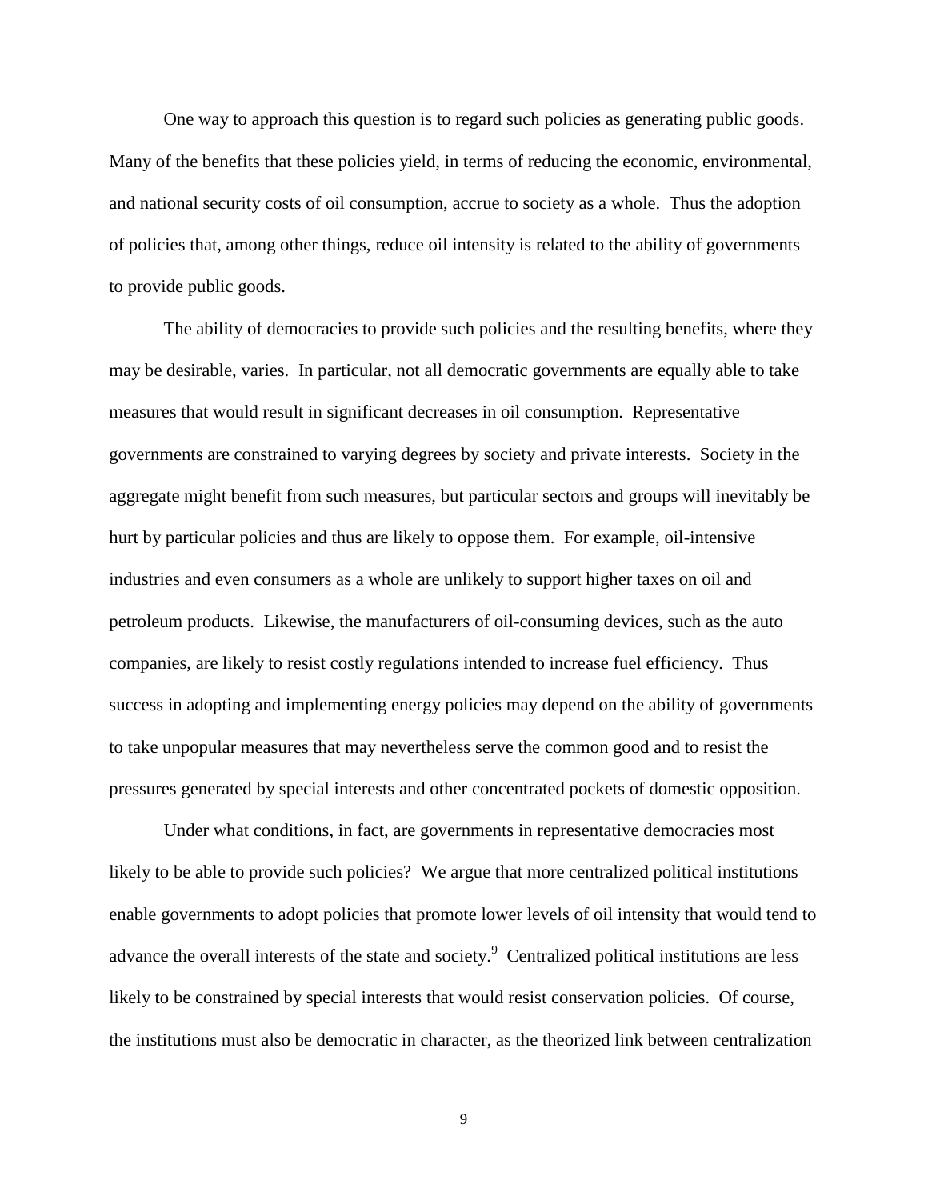One way to approach this question is to regard such policies as generating public goods. Many of the benefits that these policies yield, in terms of reducing the economic, environmental, and national security costs of oil consumption, accrue to society as a whole. Thus the adoption of policies that, among other things, reduce oil intensity is related to the ability of governments to provide public goods.

The ability of democracies to provide such policies and the resulting benefits, where they may be desirable, varies. In particular, not all democratic governments are equally able to take measures that would result in significant decreases in oil consumption. Representative governments are constrained to varying degrees by society and private interests. Society in the aggregate might benefit from such measures, but particular sectors and groups will inevitably be hurt by particular policies and thus are likely to oppose them. For example, oil-intensive industries and even consumers as a whole are unlikely to support higher taxes on oil and petroleum products. Likewise, the manufacturers of oil-consuming devices, such as the auto companies, are likely to resist costly regulations intended to increase fuel efficiency. Thus success in adopting and implementing energy policies may depend on the ability of governments to take unpopular measures that may nevertheless serve the common good and to resist the pressures generated by special interests and other concentrated pockets of domestic opposition.

Under what conditions, in fact, are governments in representative democracies most likely to be able to provide such policies? We argue that more centralized political institutions enable governments to adopt policies that promote lower levels of oil intensity that would tend to advance the overall interests of the state and society.[9] Centralized political institutions are less likely to be constrained by special interests that would resist conservation policies. Of course, the institutions must also be democratic in character, as the theorized link between centralization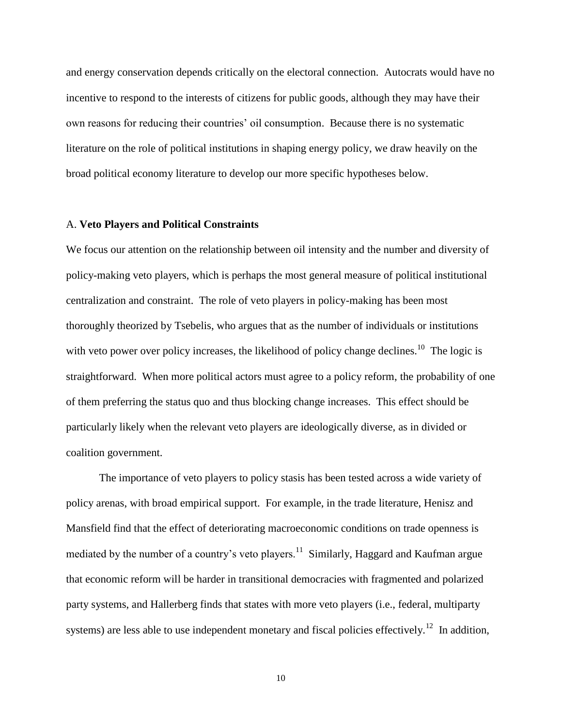and energy conservation depends critically on the electoral connection. Autocrats would have no incentive to respond to the interests of citizens for public goods, although they may have their own reasons for reducing their countries' oil consumption. Because there is no systematic literature on the role of political institutions in shaping energy policy, we draw heavily on the broad political economy literature to develop our more specific hypotheses below.

### A. **Veto Players and Political Constraints**

We focus our attention on the relationship between oil intensity and the number and diversity of policy-making veto players, which is perhaps the most general measure of political institutional centralization and constraint. The role of veto players in policy-making has been most thoroughly theorized by Tsebelis, who argues that as the number of individuals or institutions with veto power over policy increases, the likelihood of policy change declines.[10] The logic is straightforward. When more political actors must agree to a policy reform, the probability of one of them preferring the status quo and thus blocking change increases. This effect should be particularly likely when the relevant veto players are ideologically diverse, as in divided or coalition government.

The importance of veto players to policy stasis has been tested across a wide variety of policy arenas, with broad empirical support. For example, in the trade literature, Henisz and Mansfield find that the effect of deteriorating macroeconomic conditions on trade openness is mediated by the number of a country's veto players.[11] Similarly, Haggard and Kaufman argue that economic reform will be harder in transitional democracies with fragmented and polarized party systems, and Hallerberg finds that states with more veto players (i.e., federal, multiparty systems) are less able to use independent monetary and fiscal policies effectively.[12] In addition,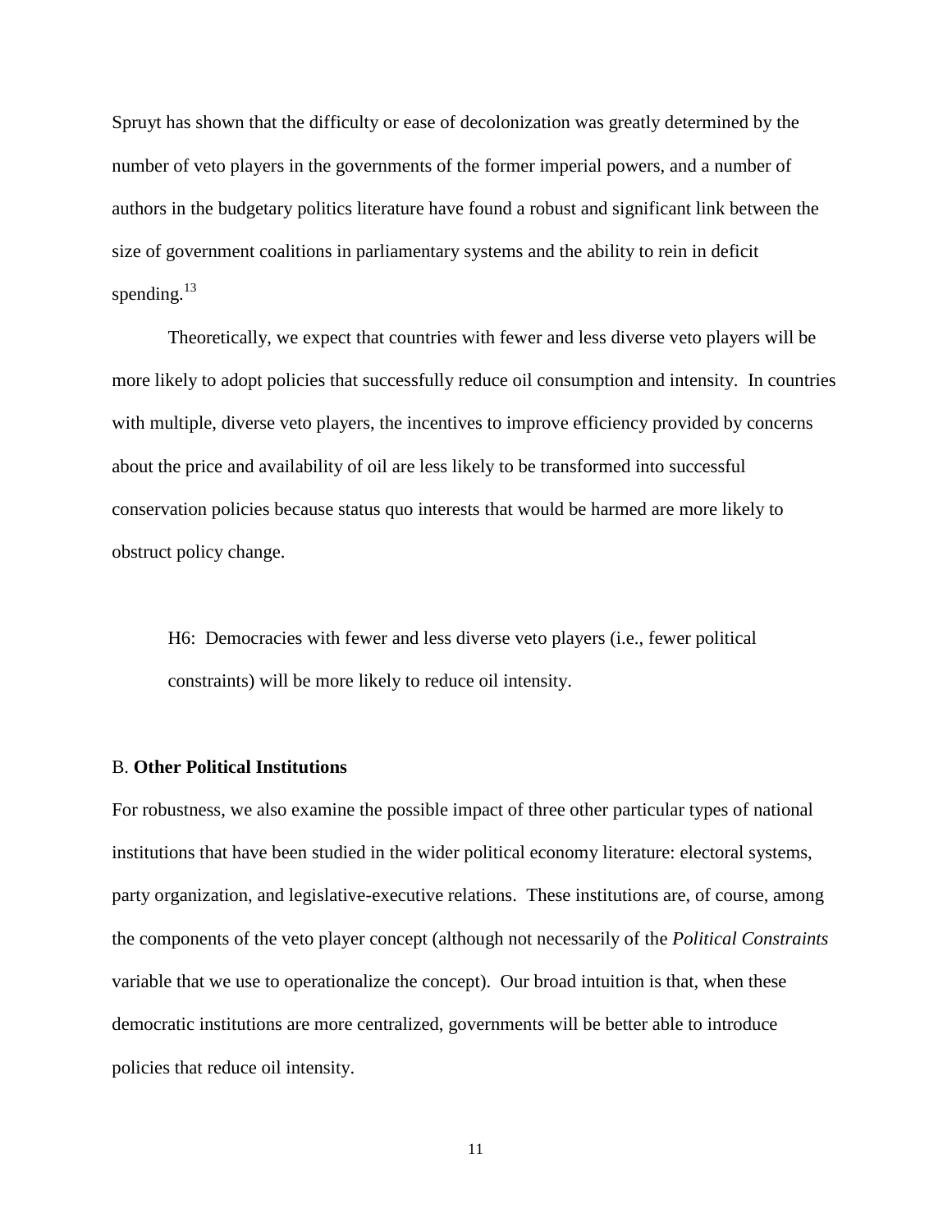Spruyt has shown that the difficulty or ease of decolonization was greatly determined by the number of veto players in the governments of the former imperial powers, and a number of authors in the budgetary politics literature have found a robust and significant link between the size of government coalitions in parliamentary systems and the ability to rein in deficit spending.[13]

Theoretically, we expect that countries with fewer and less diverse veto players will be more likely to adopt policies that successfully reduce oil consumption and intensity. In countries with multiple, diverse veto players, the incentives to improve efficiency provided by concerns about the price and availability of oil are less likely to be transformed into successful conservation policies because status quo interests that would be harmed are more likely to obstruct policy change.

> H6: Democracies with fewer and less diverse veto players (i.e., fewer political constraints) will be more likely to reduce oil intensity.

### B. **Other Political Institutions**

For robustness, we also examine the possible impact of three other particular types of national institutions that have been studied in the wider political economy literature: electoral systems, party organization, and legislative-executive relations. These institutions are, of course, among the components of the veto player concept (although not necessarily of the *Political Constraints* variable that we use to operationalize the concept). Our broad intuition is that, when these democratic institutions are more centralized, governments will be better able to introduce policies that reduce oil intensity.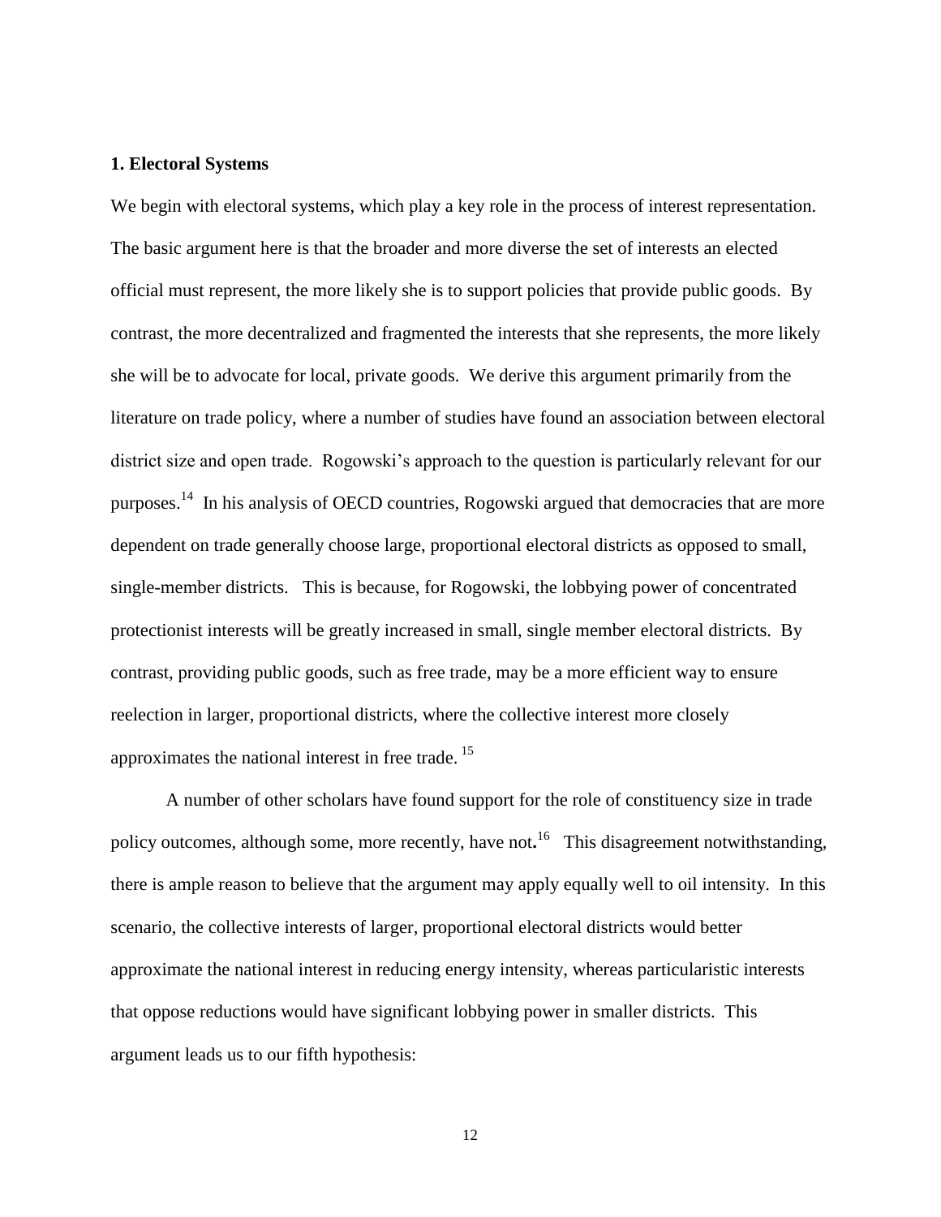### 1. Electoral Systems

We begin with electoral systems, which play a key role in the process of interest representation. The basic argument here is that the broader and more diverse the set of interests an elected official must represent, the more likely she is to support policies that provide public goods. By contrast, the more decentralized and fragmented the interests that she represents, the more likely she will be to advocate for local, private goods. We derive this argument primarily from the literature on trade policy, where a number of studies have found an association between electoral district size and open trade. Rogowski's approach to the question is particularly relevant for our purposes.[14] In his analysis of OECD countries, Rogowski argued that democracies that are more dependent on trade generally choose large, proportional electoral districts as opposed to small, single-member districts. This is because, for Rogowski, the lobbying power of concentrated protectionist interests will be greatly increased in small, single member electoral districts. By contrast, providing public goods, such as free trade, may be a more efficient way to ensure reelection in larger, proportional districts, where the collective interest more closely approximates the national interest in free trade.[15]

A number of other scholars have found support for the role of constituency size in trade policy outcomes, although some, more recently, have not**.**[16] This disagreement notwithstanding, there is ample reason to believe that the argument may apply equally well to oil intensity. In this scenario, the collective interests of larger, proportional electoral districts would better approximate the national interest in reducing energy intensity, whereas particularistic interests that oppose reductions would have significant lobbying power in smaller districts. This argument leads us to our fifth hypothesis: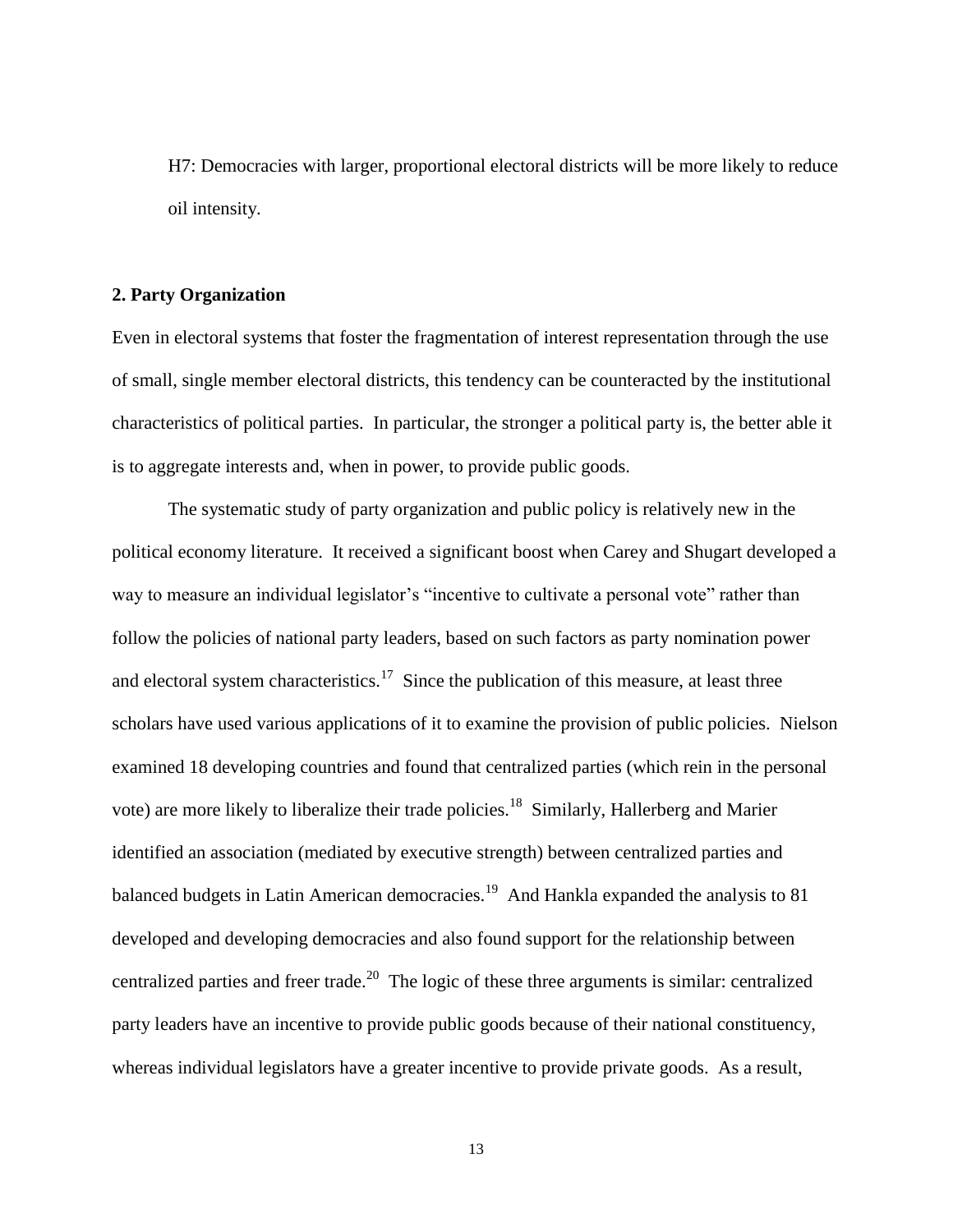H7: Democracies with larger, proportional electoral districts will be more likely to reduce oil intensity.

**2. Party Organization**

Even in electoral systems that foster the fragmentation of interest representation through the use of small, single member electoral districts, this tendency can be counteracted by the institutional characteristics of political parties. In particular, the stronger a political party is, the better able it is to aggregate interests and, when in power, to provide public goods.

The systematic study of party organization and public policy is relatively new in the political economy literature. It received a significant boost when Carey and Shugart developed a way to measure an individual legislator's "incentive to cultivate a personal vote" rather than follow the policies of national party leaders, based on such factors as party nomination power and electoral system characteristics.[17] Since the publication of this measure, at least three scholars have used various applications of it to examine the provision of public policies. Nielson examined 18 developing countries and found that centralized parties (which rein in the personal vote) are more likely to liberalize their trade policies.[18] Similarly, Hallerberg and Marier identified an association (mediated by executive strength) between centralized parties and balanced budgets in Latin American democracies.[19] And Hankla expanded the analysis to 81 developed and developing democracies and also found support for the relationship between centralized parties and freer trade.[20] The logic of these three arguments is similar: centralized party leaders have an incentive to provide public goods because of their national constituency, whereas individual legislators have a greater incentive to provide private goods. As a result,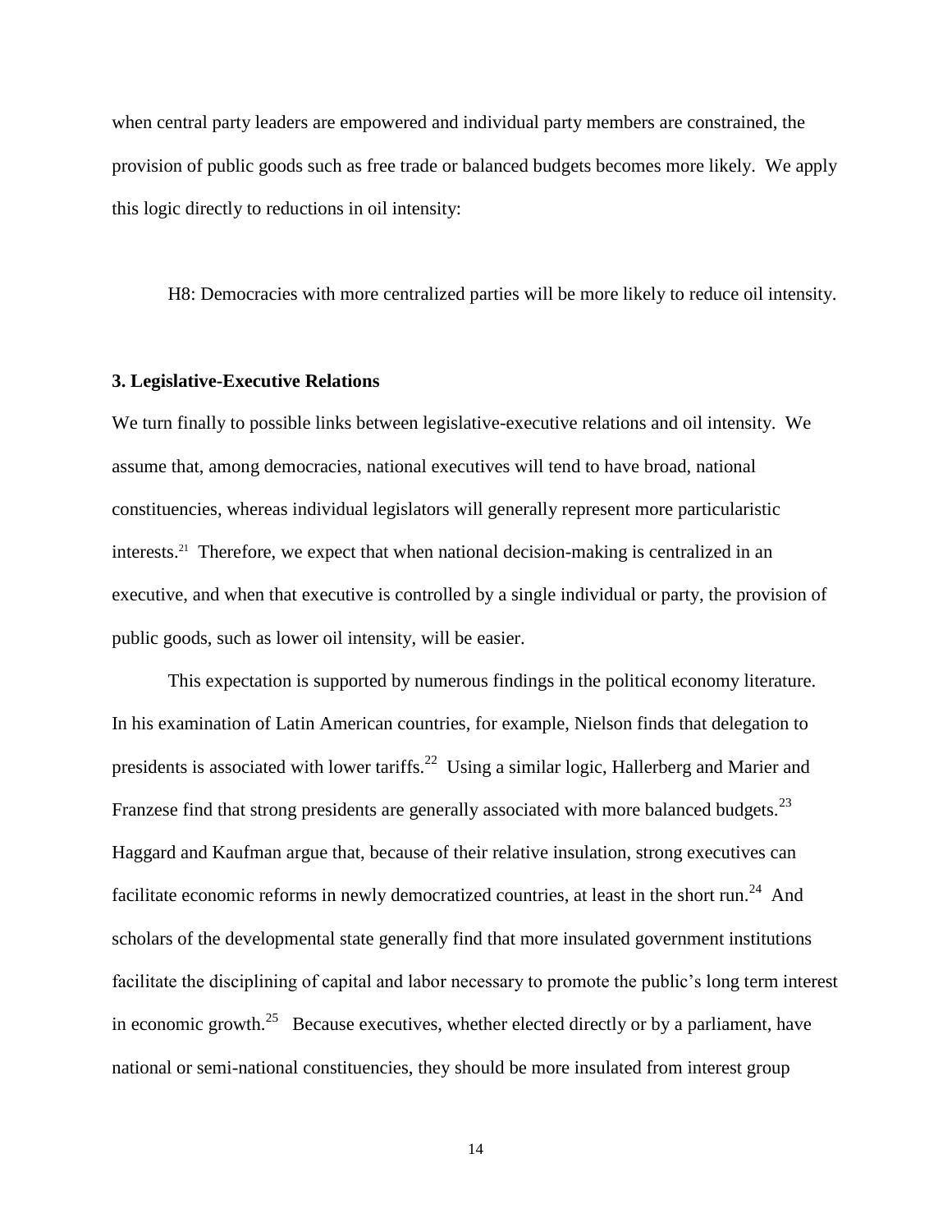when central party leaders are empowered and individual party members are constrained, the provision of public goods such as free trade or balanced budgets becomes more likely. We apply this logic directly to reductions in oil intensity:

H8: Democracies with more centralized parties will be more likely to reduce oil intensity.

### 3. Legislative-Executive Relations

We turn finally to possible links between legislative-executive relations and oil intensity. We assume that, among democracies, national executives will tend to have broad, national constituencies, whereas individual legislators will generally represent more particularistic interests.[21] Therefore, we expect that when national decision-making is centralized in an executive, and when that executive is controlled by a single individual or party, the provision of public goods, such as lower oil intensity, will be easier.

This expectation is supported by numerous findings in the political economy literature. In his examination of Latin American countries, for example, Nielson finds that delegation to presidents is associated with lower tariffs.[22] Using a similar logic, Hallerberg and Marier and Franzese find that strong presidents are generally associated with more balanced budgets.[23] Haggard and Kaufman argue that, because of their relative insulation, strong executives can facilitate economic reforms in newly democratized countries, at least in the short run.[24] And scholars of the developmental state generally find that more insulated government institutions facilitate the disciplining of capital and labor necessary to promote the public's long term interest in economic growth.[25] Because executives, whether elected directly or by a parliament, have national or semi-national constituencies, they should be more insulated from interest group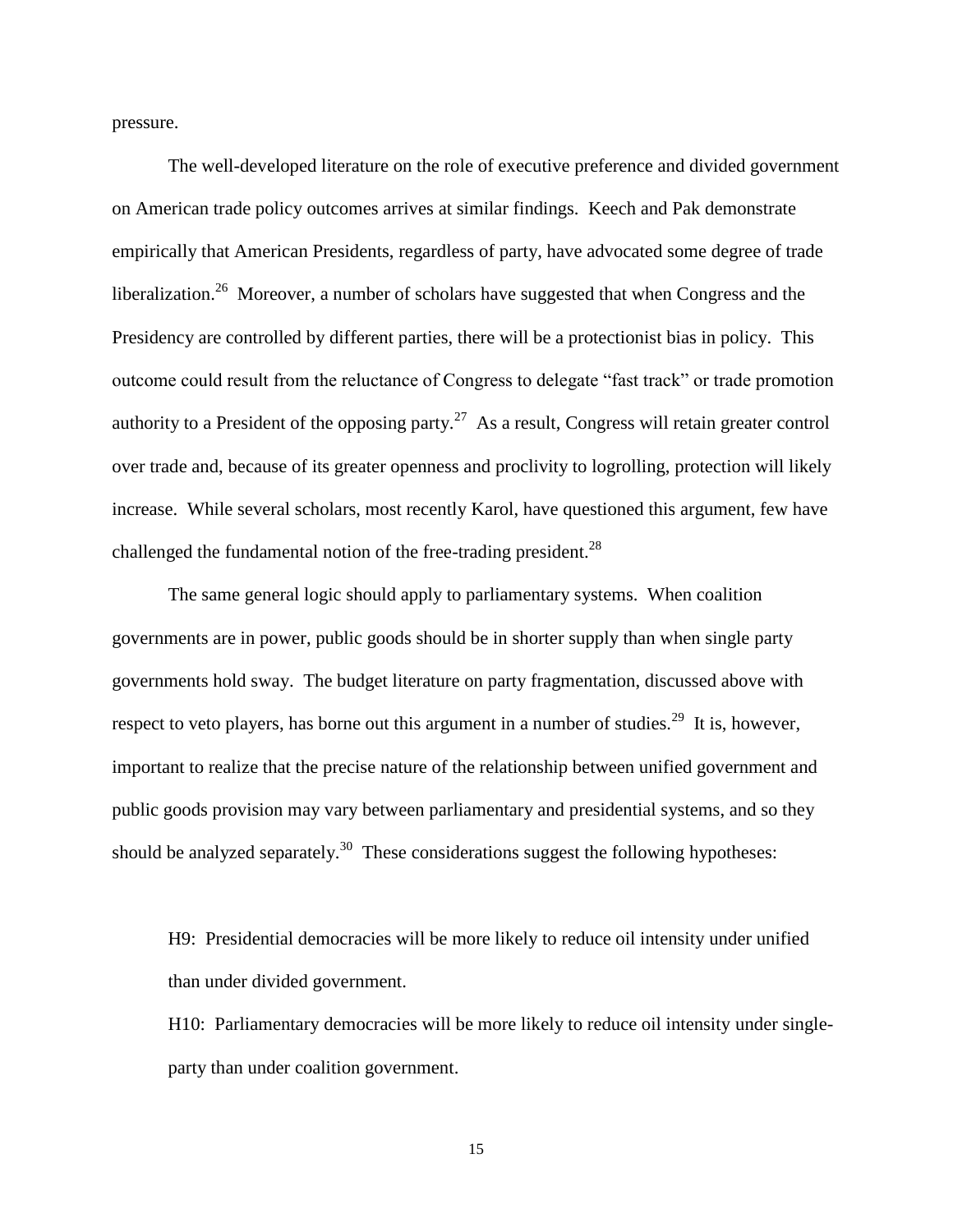pressure.

The well-developed literature on the role of executive preference and divided government on American trade policy outcomes arrives at similar findings. Keech and Pak demonstrate empirically that American Presidents, regardless of party, have advocated some degree of trade liberalization.[26] Moreover, a number of scholars have suggested that when Congress and the Presidency are controlled by different parties, there will be a protectionist bias in policy. This outcome could result from the reluctance of Congress to delegate "fast track" or trade promotion authority to a President of the opposing party.[27] As a result, Congress will retain greater control over trade and, because of its greater openness and proclivity to logrolling, protection will likely increase. While several scholars, most recently Karol, have questioned this argument, few have challenged the fundamental notion of the free-trading president.[28]

The same general logic should apply to parliamentary systems. When coalition governments are in power, public goods should be in shorter supply than when single party governments hold sway. The budget literature on party fragmentation, discussed above with respect to veto players, has borne out this argument in a number of studies.[29] It is, however, important to realize that the precise nature of the relationship between unified government and public goods provision may vary between parliamentary and presidential systems, and so they should be analyzed separately.[30] These considerations suggest the following hypotheses:

H9: Presidential democracies will be more likely to reduce oil intensity under unified than under divided government.

H10: Parliamentary democracies will be more likely to reduce oil intensity under single-party than under coalition government.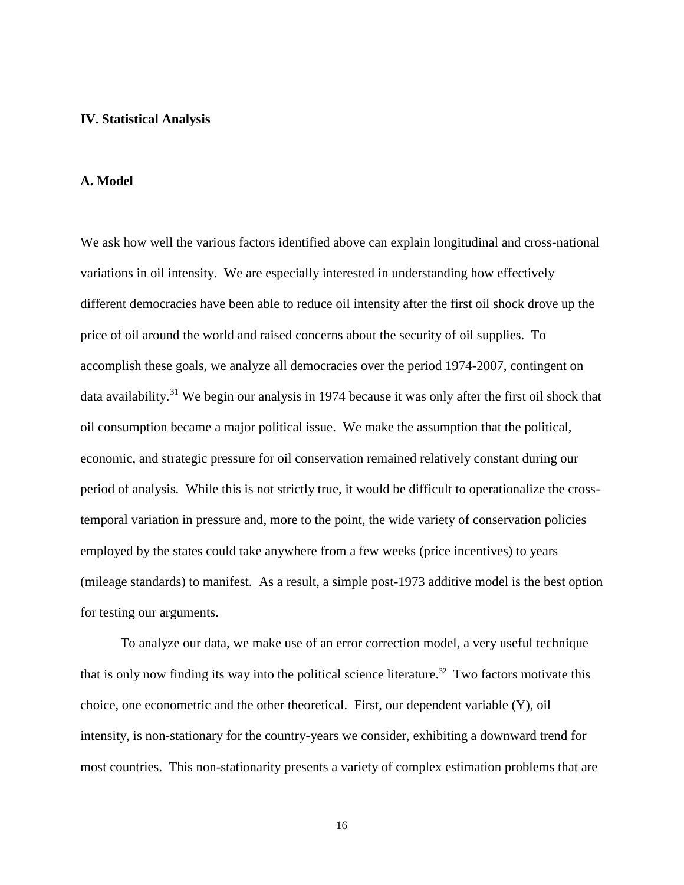## IV. Statistical Analysis

### A. Model

We ask how well the various factors identified above can explain longitudinal and cross-national variations in oil intensity. We are especially interested in understanding how effectively different democracies have been able to reduce oil intensity after the first oil shock drove up the price of oil around the world and raised concerns about the security of oil supplies. To accomplish these goals, we analyze all democracies over the period 1974-2007, contingent on data availability.[31] We begin our analysis in 1974 because it was only after the first oil shock that oil consumption became a major political issue. We make the assumption that the political, economic, and strategic pressure for oil conservation remained relatively constant during our period of analysis. While this is not strictly true, it would be difficult to operationalize the cross-temporal variation in pressure and, more to the point, the wide variety of conservation policies employed by the states could take anywhere from a few weeks (price incentives) to years (mileage standards) to manifest. As a result, a simple post-1973 additive model is the best option for testing our arguments.

To analyze our data, we make use of an error correction model, a very useful technique that is only now finding its way into the political science literature.[32] Two factors motivate this choice, one econometric and the other theoretical. First, our dependent variable (Y), oil intensity, is non-stationary for the country-years we consider, exhibiting a downward trend for most countries. This non-stationarity presents a variety of complex estimation problems that are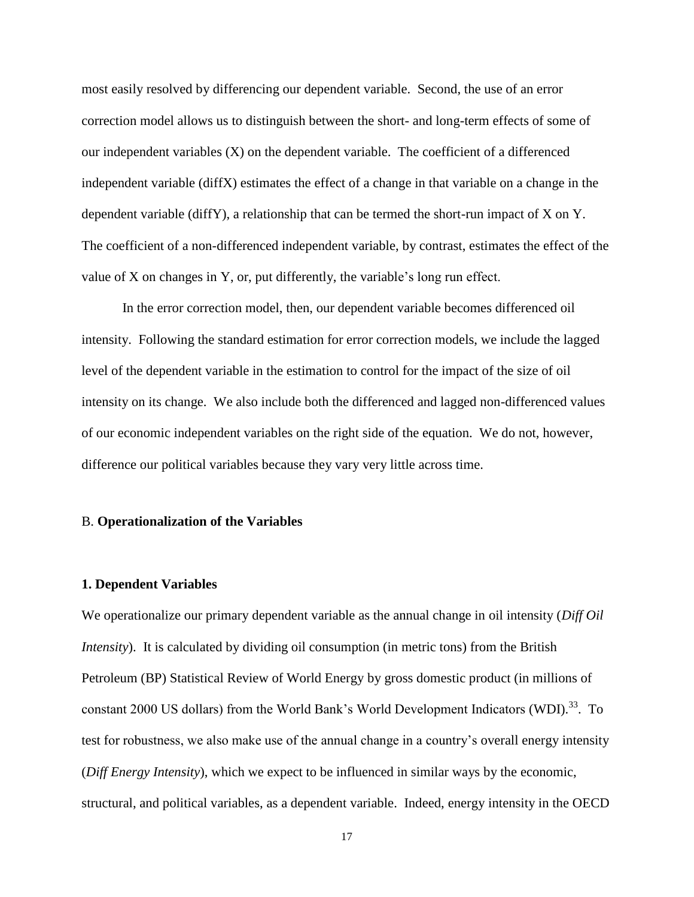most easily resolved by differencing our dependent variable. Second, the use of an error correction model allows us to distinguish between the short- and long-term effects of some of our independent variables (X) on the dependent variable. The coefficient of a differenced independent variable (diffX) estimates the effect of a change in that variable on a change in the dependent variable (diffY), a relationship that can be termed the short-run impact of X on Y. The coefficient of a non-differenced independent variable, by contrast, estimates the effect of the value of X on changes in Y, or, put differently, the variable's long run effect.

In the error correction model, then, our dependent variable becomes differenced oil intensity. Following the standard estimation for error correction models, we include the lagged level of the dependent variable in the estimation to control for the impact of the size of oil intensity on its change. We also include both the differenced and lagged non-differenced values of our economic independent variables on the right side of the equation. We do not, however, difference our political variables because they vary very little across time.

## B. **Operationalization of the Variables**

### 1. Dependent Variables

We operationalize our primary dependent variable as the annual change in oil intensity (*Diff Oil Intensity*). It is calculated by dividing oil consumption (in metric tons) from the British Petroleum (BP) Statistical Review of World Energy by gross domestic product (in millions of constant 2000 US dollars) from the World Bank's World Development Indicators (WDI).[33]. To test for robustness, we also make use of the annual change in a country's overall energy intensity (*Diff Energy Intensity*), which we expect to be influenced in similar ways by the economic, structural, and political variables, as a dependent variable. Indeed, energy intensity in the OECD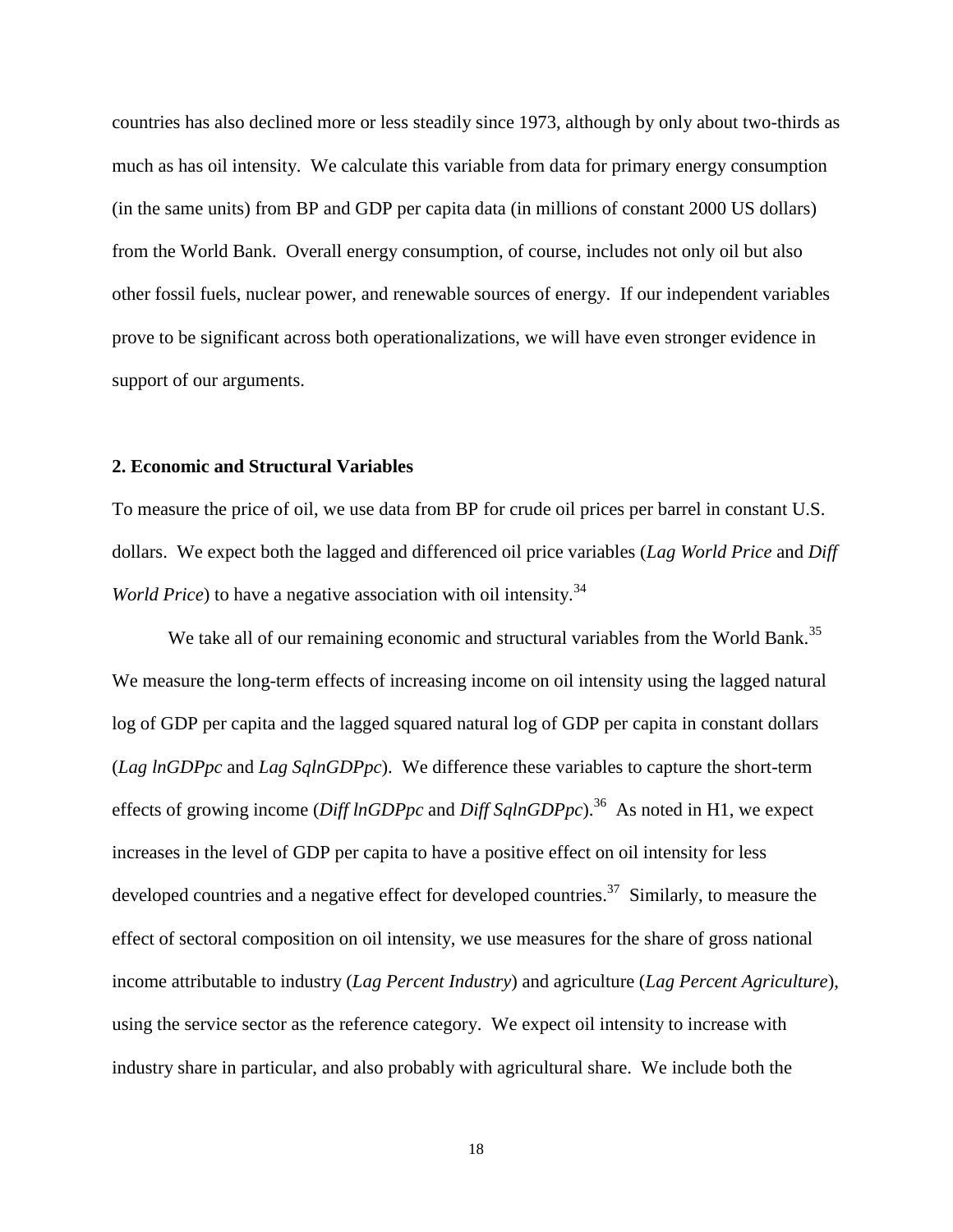countries has also declined more or less steadily since 1973, although by only about two-thirds as much as has oil intensity. We calculate this variable from data for primary energy consumption (in the same units) from BP and GDP per capita data (in millions of constant 2000 US dollars) from the World Bank. Overall energy consumption, of course, includes not only oil but also other fossil fuels, nuclear power, and renewable sources of energy. If our independent variables prove to be significant across both operationalizations, we will have even stronger evidence in support of our arguments.

### 2. Economic and Structural Variables

To measure the price of oil, we use data from BP for crude oil prices per barrel in constant U.S. dollars. We expect both the lagged and differenced oil price variables (*Lag World Price* and *Diff World Price*) to have a negative association with oil intensity.[34]

We take all of our remaining economic and structural variables from the World Bank.[35] We measure the long-term effects of increasing income on oil intensity using the lagged natural log of GDP per capita and the lagged squared natural log of GDP per capita in constant dollars (*Lag lnGDPpc* and *Lag SqlnGDPpc*). We difference these variables to capture the short-term effects of growing income (*Diff lnGDPpc* and *Diff SqlnGDPpc*).[36] As noted in H1, we expect increases in the level of GDP per capita to have a positive effect on oil intensity for less developed countries and a negative effect for developed countries.[37] Similarly, to measure the effect of sectoral composition on oil intensity, we use measures for the share of gross national income attributable to industry (*Lag Percent Industry*) and agriculture (*Lag Percent Agriculture*), using the service sector as the reference category. We expect oil intensity to increase with industry share in particular, and also probably with agricultural share. We include both the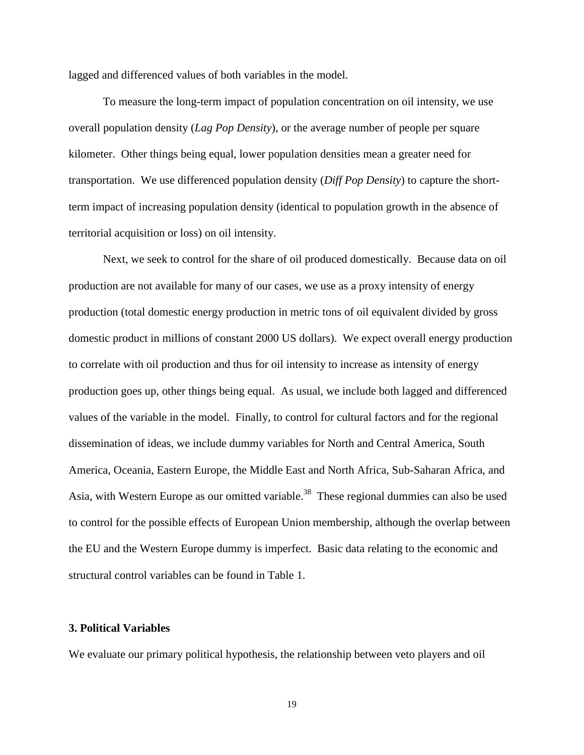lagged and differenced values of both variables in the model.

To measure the long-term impact of population concentration on oil intensity, we use overall population density (*Lag Pop Density*), or the average number of people per square kilometer. Other things being equal, lower population densities mean a greater need for transportation. We use differenced population density (*Diff Pop Density*) to capture the short-term impact of increasing population density (identical to population growth in the absence of territorial acquisition or loss) on oil intensity.

Next, we seek to control for the share of oil produced domestically. Because data on oil production are not available for many of our cases, we use as a proxy intensity of energy production (total domestic energy production in metric tons of oil equivalent divided by gross domestic product in millions of constant 2000 US dollars). We expect overall energy production to correlate with oil production and thus for oil intensity to increase as intensity of energy production goes up, other things being equal. As usual, we include both lagged and differenced values of the variable in the model. Finally, to control for cultural factors and for the regional dissemination of ideas, we include dummy variables for North and Central America, South America, Oceania, Eastern Europe, the Middle East and North Africa, Sub-Saharan Africa, and Asia, with Western Europe as our omitted variable.[38] These regional dummies can also be used to control for the possible effects of European Union membership, although the overlap between the EU and the Western Europe dummy is imperfect. Basic data relating to the economic and structural control variables can be found in Table 1.

### 3. Political Variables

We evaluate our primary political hypothesis, the relationship between veto players and oil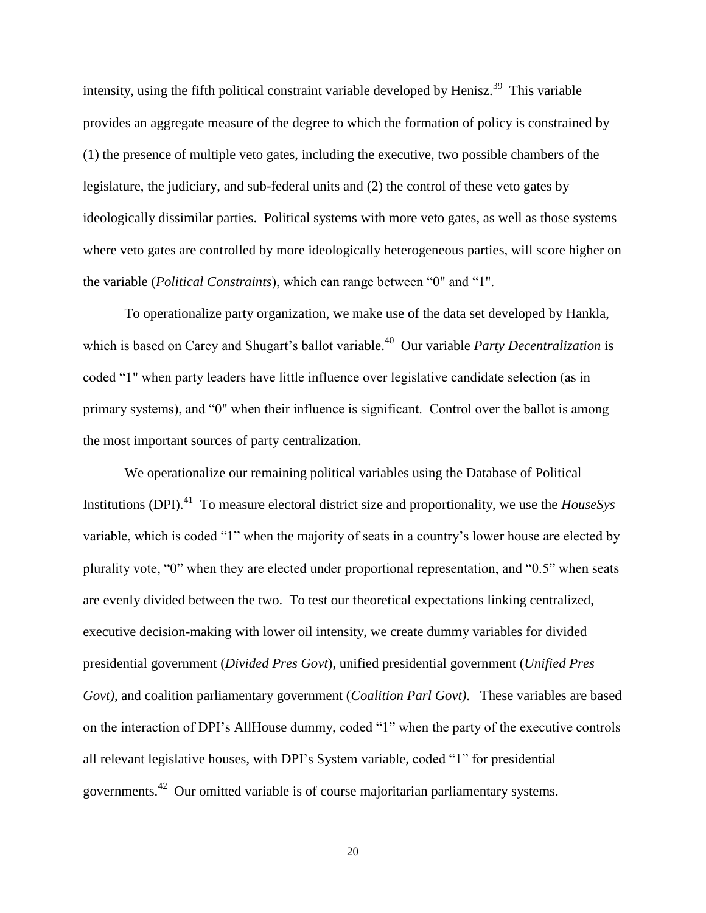intensity, using the fifth political constraint variable developed by Henisz.[39] This variable provides an aggregate measure of the degree to which the formation of policy is constrained by (1) the presence of multiple veto gates, including the executive, two possible chambers of the legislature, the judiciary, and sub-federal units and (2) the control of these veto gates by ideologically dissimilar parties. Political systems with more veto gates, as well as those systems where veto gates are controlled by more ideologically heterogeneous parties, will score higher on the variable (*Political Constraints*), which can range between "0" and "1".

To operationalize party organization, we make use of the data set developed by Hankla, which is based on Carey and Shugart's ballot variable.[40] Our variable *Party Decentralization* is coded "1" when party leaders have little influence over legislative candidate selection (as in primary systems), and "0" when their influence is significant. Control over the ballot is among the most important sources of party centralization.

We operationalize our remaining political variables using the Database of Political Institutions (DPI).[41] To measure electoral district size and proportionality, we use the *HouseSys* variable, which is coded "1" when the majority of seats in a country's lower house are elected by plurality vote, "0" when they are elected under proportional representation, and "0.5" when seats are evenly divided between the two. To test our theoretical expectations linking centralized, executive decision-making with lower oil intensity, we create dummy variables for divided presidential government (*Divided Pres Govt*), unified presidential government (*Unified Pres Govt)*, and coalition parliamentary government (*Coalition Parl Govt)*. These variables are based on the interaction of DPI's AllHouse dummy, coded "1" when the party of the executive controls all relevant legislative houses, with DPI's System variable, coded "1" for presidential governments.[42] Our omitted variable is of course majoritarian parliamentary systems.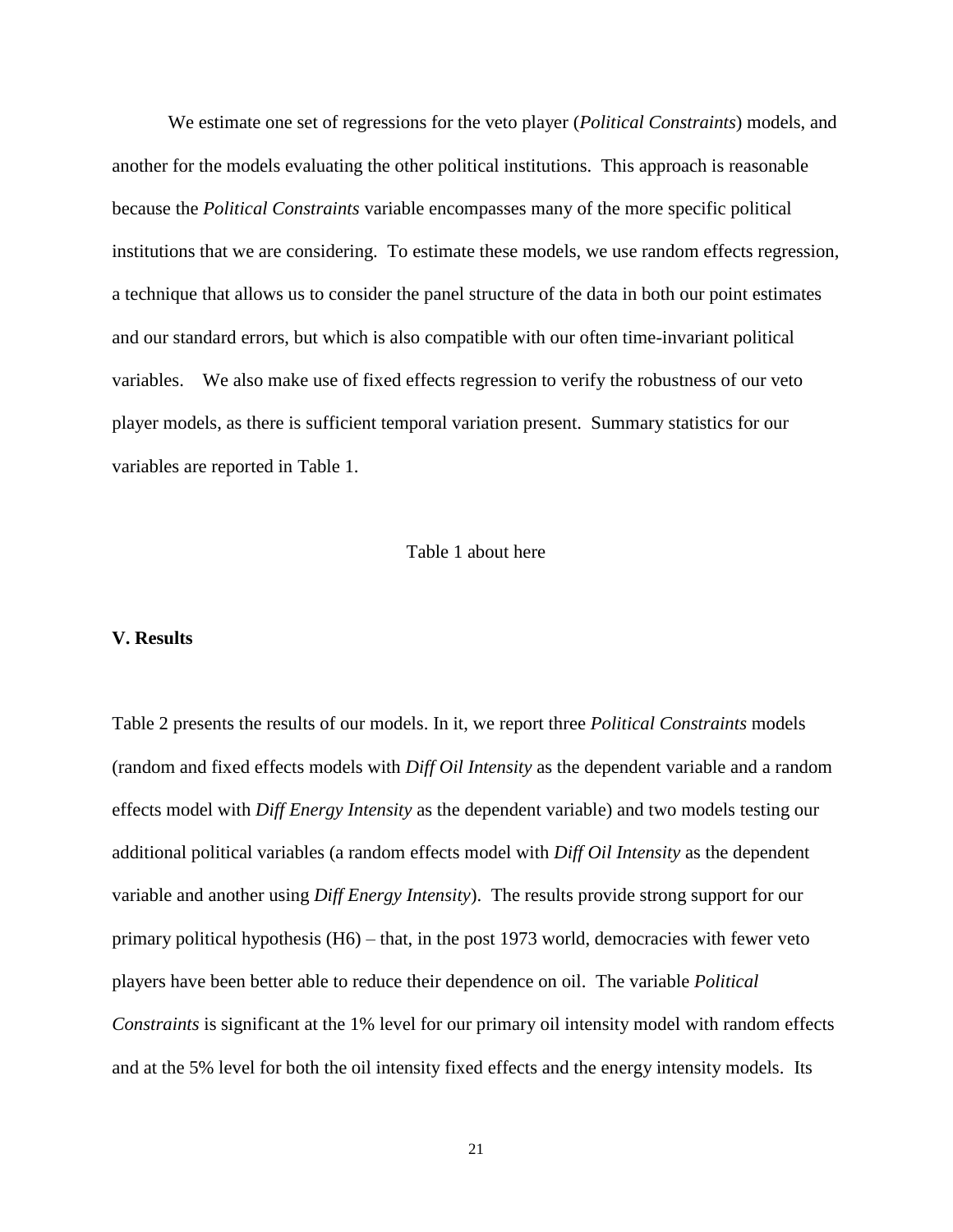We estimate one set of regressions for the veto player (*Political Constraints*) models, and another for the models evaluating the other political institutions. This approach is reasonable because the *Political Constraints* variable encompasses many of the more specific political institutions that we are considering. To estimate these models, we use random effects regression, a technique that allows us to consider the panel structure of the data in both our point estimates and our standard errors, but which is also compatible with our often time-invariant political variables. We also make use of fixed effects regression to verify the robustness of our veto player models, as there is sufficient temporal variation present. Summary statistics for our variables are reported in Table 1.

Table 1 about here

**V. Results**

Table 2 presents the results of our models. In it, we report three *Political Constraints* models (random and fixed effects models with *Diff Oil Intensity* as the dependent variable and a random effects model with *Diff Energy Intensity* as the dependent variable) and two models testing our additional political variables (a random effects model with *Diff Oil Intensity* as the dependent variable and another using *Diff Energy Intensity*). The results provide strong support for our primary political hypothesis (H6) – that, in the post 1973 world, democracies with fewer veto players have been better able to reduce their dependence on oil. The variable *Political Constraints* is significant at the 1% level for our primary oil intensity model with random effects and at the 5% level for both the oil intensity fixed effects and the energy intensity models. Its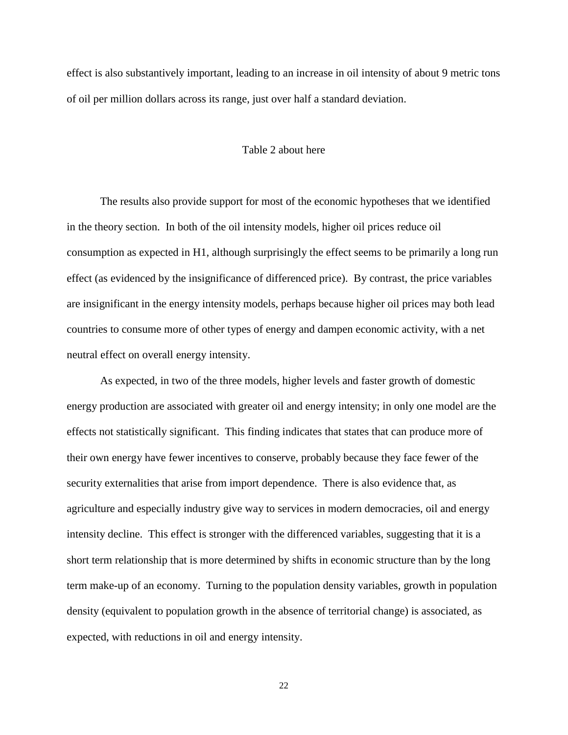effect is also substantively important, leading to an increase in oil intensity of about 9 metric tons of oil per million dollars across its range, just over half a standard deviation.

Table 2 about here

The results also provide support for most of the economic hypotheses that we identified in the theory section. In both of the oil intensity models, higher oil prices reduce oil consumption as expected in H1, although surprisingly the effect seems to be primarily a long run effect (as evidenced by the insignificance of differenced price). By contrast, the price variables are insignificant in the energy intensity models, perhaps because higher oil prices may both lead countries to consume more of other types of energy and dampen economic activity, with a net neutral effect on overall energy intensity.

As expected, in two of the three models, higher levels and faster growth of domestic energy production are associated with greater oil and energy intensity; in only one model are the effects not statistically significant. This finding indicates that states that can produce more of their own energy have fewer incentives to conserve, probably because they face fewer of the security externalities that arise from import dependence. There is also evidence that, as agriculture and especially industry give way to services in modern democracies, oil and energy intensity decline. This effect is stronger with the differenced variables, suggesting that it is a short term relationship that is more determined by shifts in economic structure than by the long term make-up of an economy. Turning to the population density variables, growth in population density (equivalent to population growth in the absence of territorial change) is associated, as expected, with reductions in oil and energy intensity.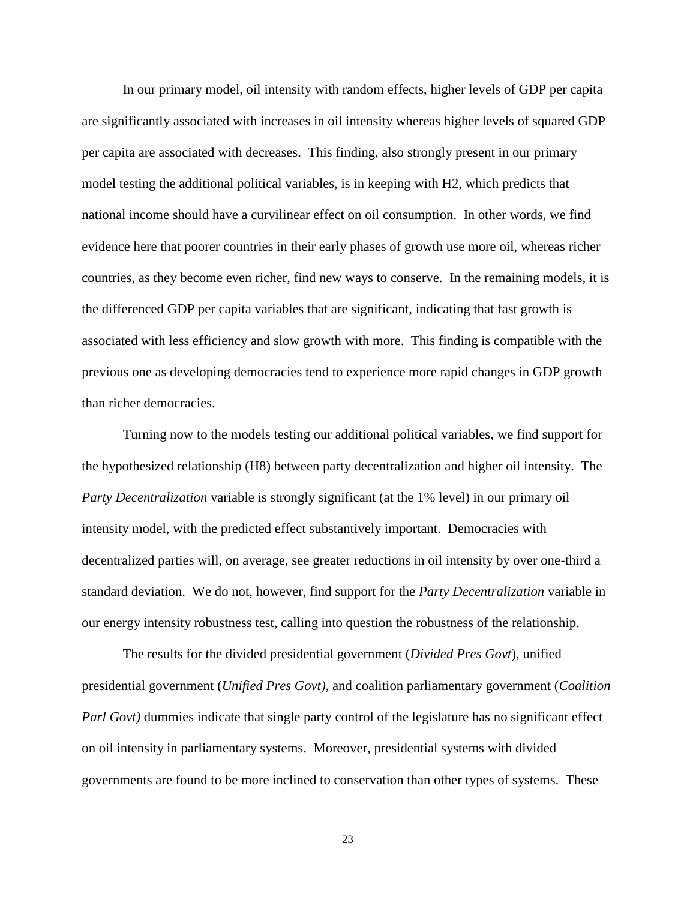In our primary model, oil intensity with random effects, higher levels of GDP per capita are significantly associated with increases in oil intensity whereas higher levels of squared GDP per capita are associated with decreases. This finding, also strongly present in our primary model testing the additional political variables, is in keeping with H2, which predicts that national income should have a curvilinear effect on oil consumption. In other words, we find evidence here that poorer countries in their early phases of growth use more oil, whereas richer countries, as they become even richer, find new ways to conserve. In the remaining models, it is the differenced GDP per capita variables that are significant, indicating that fast growth is associated with less efficiency and slow growth with more. This finding is compatible with the previous one as developing democracies tend to experience more rapid changes in GDP growth than richer democracies.

Turning now to the models testing our additional political variables, we find support for the hypothesized relationship (H8) between party decentralization and higher oil intensity. The *Party Decentralization* variable is strongly significant (at the 1% level) in our primary oil intensity model, with the predicted effect substantively important. Democracies with decentralized parties will, on average, see greater reductions in oil intensity by over one-third a standard deviation. We do not, however, find support for the *Party Decentralization* variable in our energy intensity robustness test, calling into question the robustness of the relationship.

The results for the divided presidential government (*Divided Pres Govt*), unified presidential government (*Unified Pres Govt)*, and coalition parliamentary government (*Coalition Parl Govt)* dummies indicate that single party control of the legislature has no significant effect on oil intensity in parliamentary systems. Moreover, presidential systems with divided governments are found to be more inclined to conservation than other types of systems. These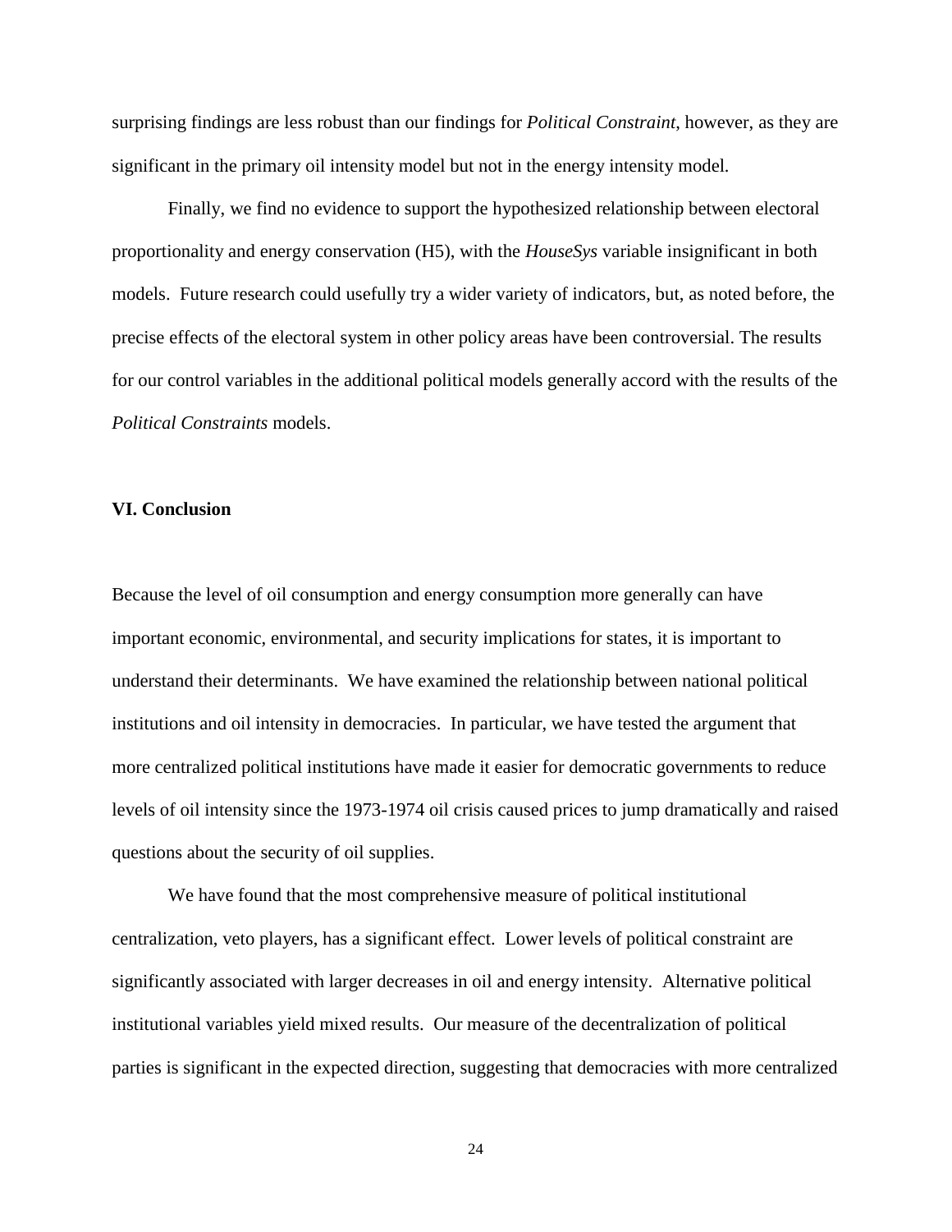surprising findings are less robust than our findings for *Political Constraint*, however, as they are significant in the primary oil intensity model but not in the energy intensity model.

Finally, we find no evidence to support the hypothesized relationship between electoral proportionality and energy conservation (H5), with the *HouseSys* variable insignificant in both models. Future research could usefully try a wider variety of indicators, but, as noted before, the precise effects of the electoral system in other policy areas have been controversial. The results for our control variables in the additional political models generally accord with the results of the *Political Constraints* models.

## VI. Conclusion

Because the level of oil consumption and energy consumption more generally can have important economic, environmental, and security implications for states, it is important to understand their determinants. We have examined the relationship between national political institutions and oil intensity in democracies. In particular, we have tested the argument that more centralized political institutions have made it easier for democratic governments to reduce levels of oil intensity since the 1973-1974 oil crisis caused prices to jump dramatically and raised questions about the security of oil supplies.

We have found that the most comprehensive measure of political institutional centralization, veto players, has a significant effect. Lower levels of political constraint are significantly associated with larger decreases in oil and energy intensity. Alternative political institutional variables yield mixed results. Our measure of the decentralization of political parties is significant in the expected direction, suggesting that democracies with more centralized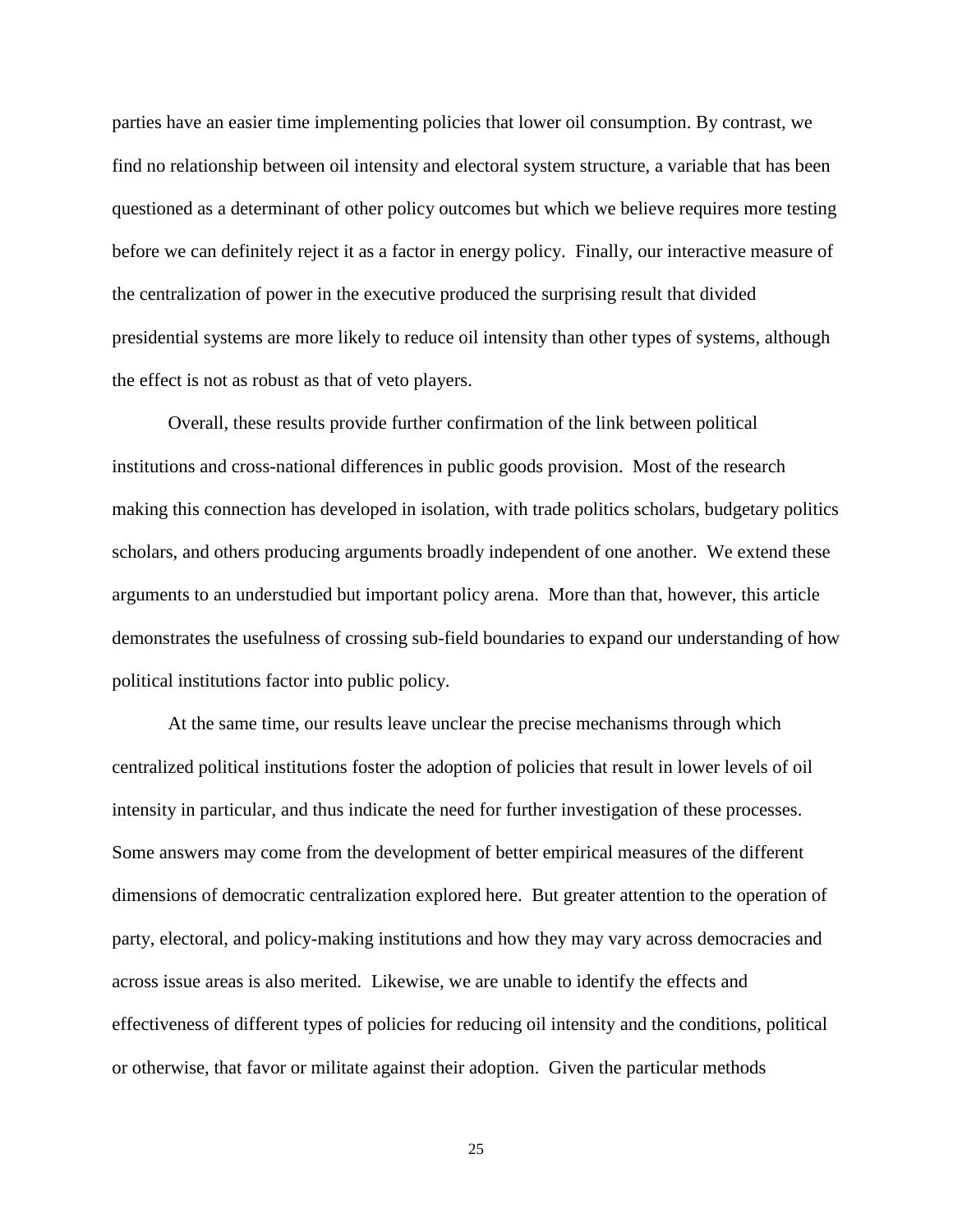parties have an easier time implementing policies that lower oil consumption. By contrast, we find no relationship between oil intensity and electoral system structure, a variable that has been questioned as a determinant of other policy outcomes but which we believe requires more testing before we can definitely reject it as a factor in energy policy. Finally, our interactive measure of the centralization of power in the executive produced the surprising result that divided presidential systems are more likely to reduce oil intensity than other types of systems, although the effect is not as robust as that of veto players.

Overall, these results provide further confirmation of the link between political institutions and cross-national differences in public goods provision. Most of the research making this connection has developed in isolation, with trade politics scholars, budgetary politics scholars, and others producing arguments broadly independent of one another. We extend these arguments to an understudied but important policy arena. More than that, however, this article demonstrates the usefulness of crossing sub-field boundaries to expand our understanding of how political institutions factor into public policy.

At the same time, our results leave unclear the precise mechanisms through which centralized political institutions foster the adoption of policies that result in lower levels of oil intensity in particular, and thus indicate the need for further investigation of these processes. Some answers may come from the development of better empirical measures of the different dimensions of democratic centralization explored here. But greater attention to the operation of party, electoral, and policy-making institutions and how they may vary across democracies and across issue areas is also merited. Likewise, we are unable to identify the effects and effectiveness of different types of policies for reducing oil intensity and the conditions, political or otherwise, that favor or militate against their adoption. Given the particular methods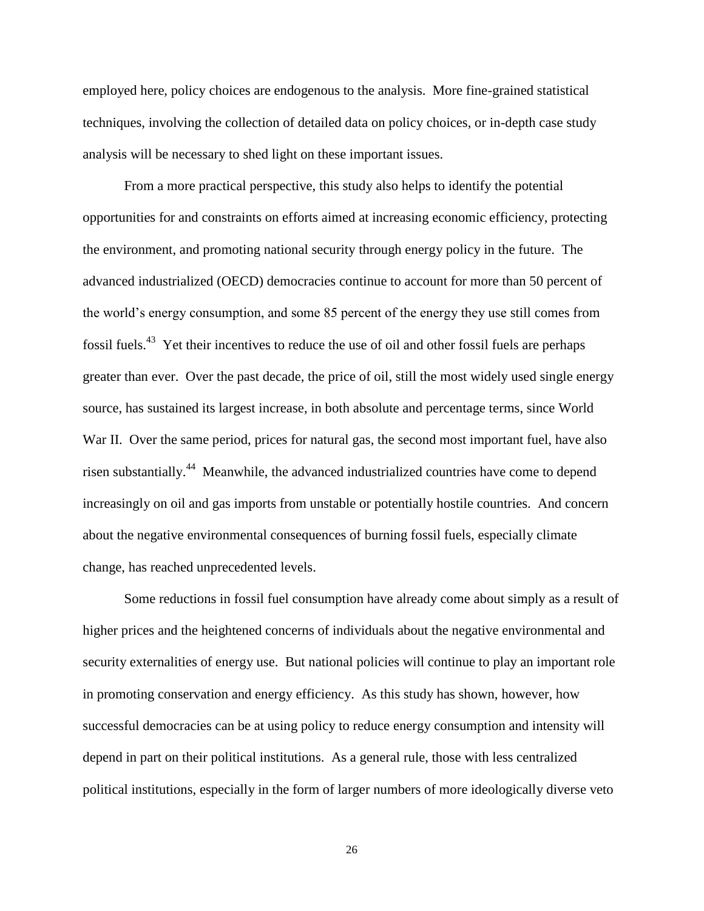employed here, policy choices are endogenous to the analysis. More fine-grained statistical techniques, involving the collection of detailed data on policy choices, or in-depth case study analysis will be necessary to shed light on these important issues.

From a more practical perspective, this study also helps to identify the potential opportunities for and constraints on efforts aimed at increasing economic efficiency, protecting the environment, and promoting national security through energy policy in the future. The advanced industrialized (OECD) democracies continue to account for more than 50 percent of the world's energy consumption, and some 85 percent of the energy they use still comes from fossil fuels.[43] Yet their incentives to reduce the use of oil and other fossil fuels are perhaps greater than ever. Over the past decade, the price of oil, still the most widely used single energy source, has sustained its largest increase, in both absolute and percentage terms, since World War II. Over the same period, prices for natural gas, the second most important fuel, have also risen substantially.[44] Meanwhile, the advanced industrialized countries have come to depend increasingly on oil and gas imports from unstable or potentially hostile countries. And concern about the negative environmental consequences of burning fossil fuels, especially climate change, has reached unprecedented levels.

Some reductions in fossil fuel consumption have already come about simply as a result of higher prices and the heightened concerns of individuals about the negative environmental and security externalities of energy use. But national policies will continue to play an important role in promoting conservation and energy efficiency. As this study has shown, however, how successful democracies can be at using policy to reduce energy consumption and intensity will depend in part on their political institutions. As a general rule, those with less centralized political institutions, especially in the form of larger numbers of more ideologically diverse veto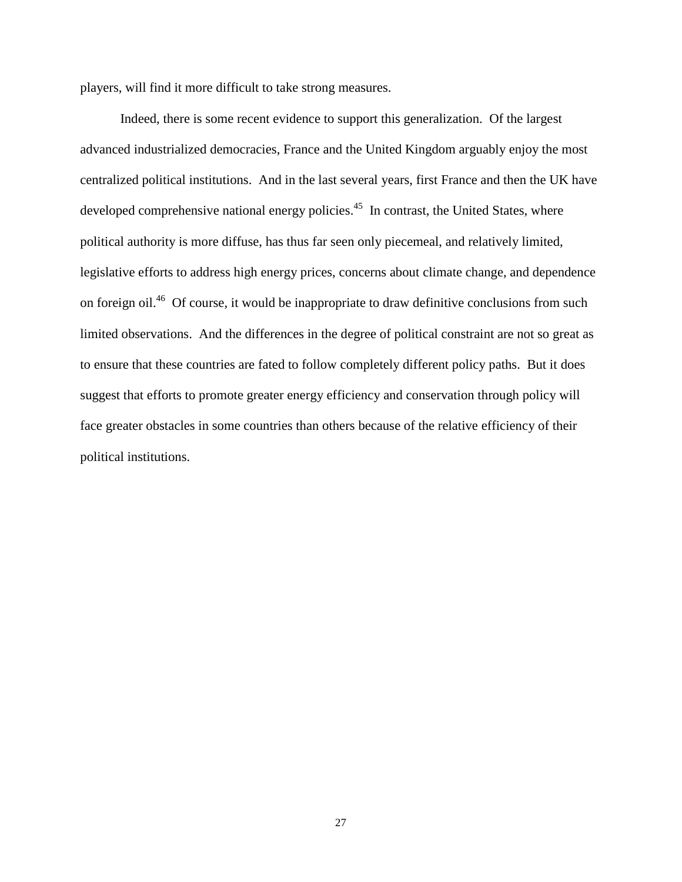players, will find it more difficult to take strong measures.

Indeed, there is some recent evidence to support this generalization. Of the largest advanced industrialized democracies, France and the United Kingdom arguably enjoy the most centralized political institutions. And in the last several years, first France and then the UK have developed comprehensive national energy policies.[45] In contrast, the United States, where political authority is more diffuse, has thus far seen only piecemeal, and relatively limited, legislative efforts to address high energy prices, concerns about climate change, and dependence on foreign oil.[46] Of course, it would be inappropriate to draw definitive conclusions from such limited observations. And the differences in the degree of political constraint are not so great as to ensure that these countries are fated to follow completely different policy paths. But it does suggest that efforts to promote greater energy efficiency and conservation through policy will face greater obstacles in some countries than others because of the relative efficiency of their political institutions.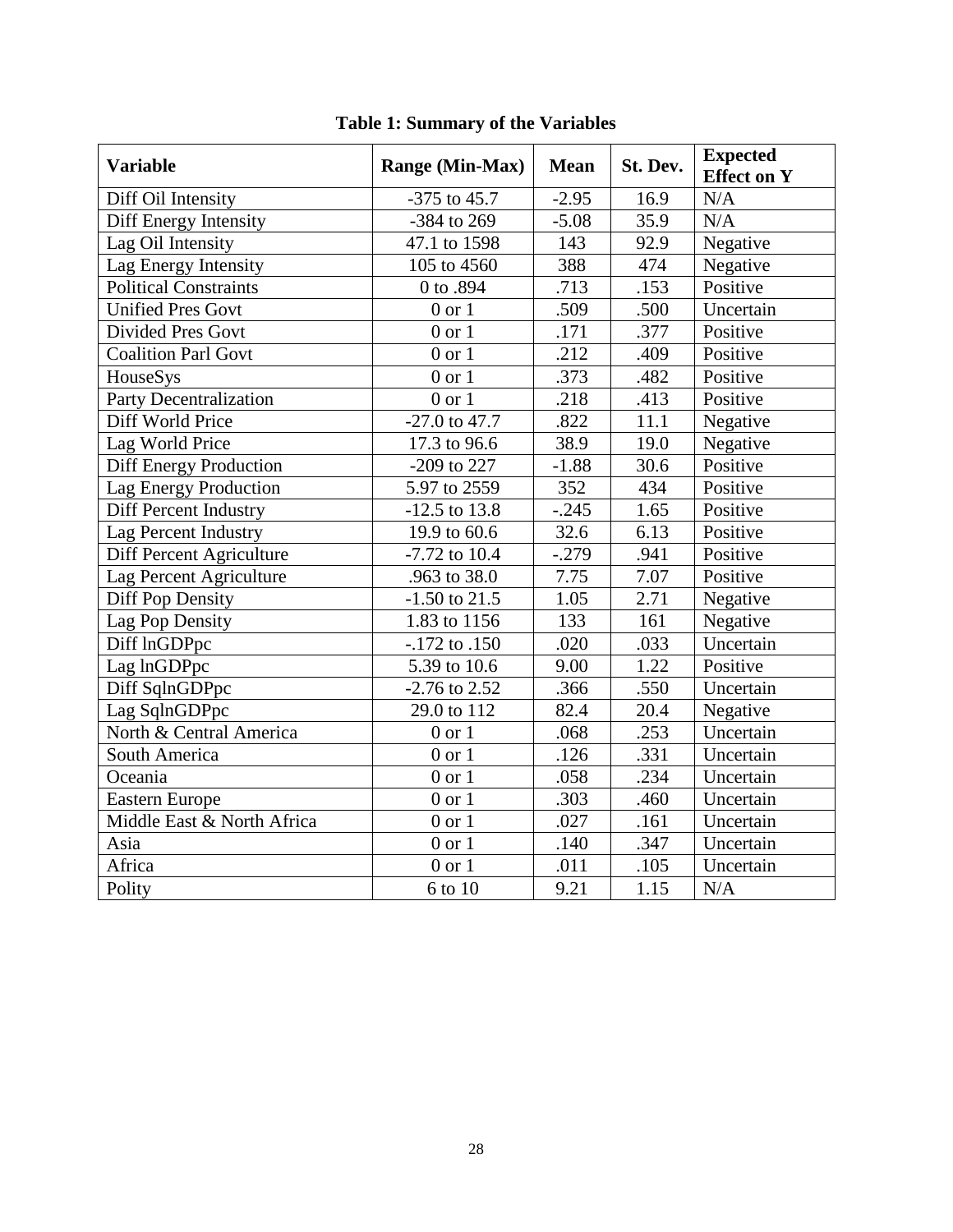**Table 1: Summary of the Variables**

| Variable | Range (Min-Max) | Mean | St. Dev. | Expected Effect on Y |
|---|---|---|---|---|
| Diff Oil Intensity | -375 to 45.7 | -2.95 | 16.9 | N/A |
| Diff Energy Intensity | -384 to 269 | -5.08 | 35.9 | N/A |
| Lag Oil Intensity | 47.1 to 1598 | 143 | 92.9 | Negative |
| Lag Energy Intensity | 105 to 4560 | 388 | 474 | Negative |
| Political Constraints | 0 to .894 | .713 | .153 | Positive |
| Unified Pres Govt | 0 or 1 | .509 | .500 | Uncertain |
| Divided Pres Govt | 0 or 1 | .171 | .377 | Positive |
| Coalition Parl Govt | 0 or 1 | .212 | .409 | Positive |
| HouseSys | 0 or 1 | .373 | .482 | Positive |
| Party Decentralization | 0 or 1 | .218 | .413 | Positive |
| Diff World Price | -27.0 to 47.7 | .822 | 11.1 | Negative |
| Lag World Price | 17.3 to 96.6 | 38.9 | 19.0 | Negative |
| Diff Energy Production | -209 to 227 | -1.88 | 30.6 | Positive |
| Lag Energy Production | 5.97 to 2559 | 352 | 434 | Positive |
| Diff Percent Industry | -12.5 to 13.8 | -.245 | 1.65 | Positive |
| Lag Percent Industry | 19.9 to 60.6 | 32.6 | 6.13 | Positive |
| Diff Percent Agriculture | -7.72 to 10.4 | -.279 | .941 | Positive |
| Lag Percent Agriculture | .963 to 38.0 | 7.75 | 7.07 | Positive |
| Diff Pop Density | -1.50 to 21.5 | 1.05 | 2.71 | Negative |
| Lag Pop Density | 1.83 to 1156 | 133 | 161 | Negative |
| Diff lnGDPpc | -.172 to .150 | .020 | .033 | Uncertain |
| Lag lnGDPpc | 5.39 to 10.6 | 9.00 | 1.22 | Positive |
| Diff SqlnGDPpc | -2.76 to 2.52 | .366 | .550 | Uncertain |
| Lag SqlnGDPpc | 29.0 to 112 | 82.4 | 20.4 | Negative |
| North & Central America | 0 or 1 | .068 | .253 | Uncertain |
| South America | 0 or 1 | .126 | .331 | Uncertain |
| Oceania | 0 or 1 | .058 | .234 | Uncertain |
| Eastern Europe | 0 or 1 | .303 | .460 | Uncertain |
| Middle East & North Africa | 0 or 1 | .027 | .161 | Uncertain |
| Asia | 0 or 1 | .140 | .347 | Uncertain |
| Africa | 0 or 1 | .011 | .105 | Uncertain |
| Polity | 6 to 10 | 9.21 | 1.15 | N/A |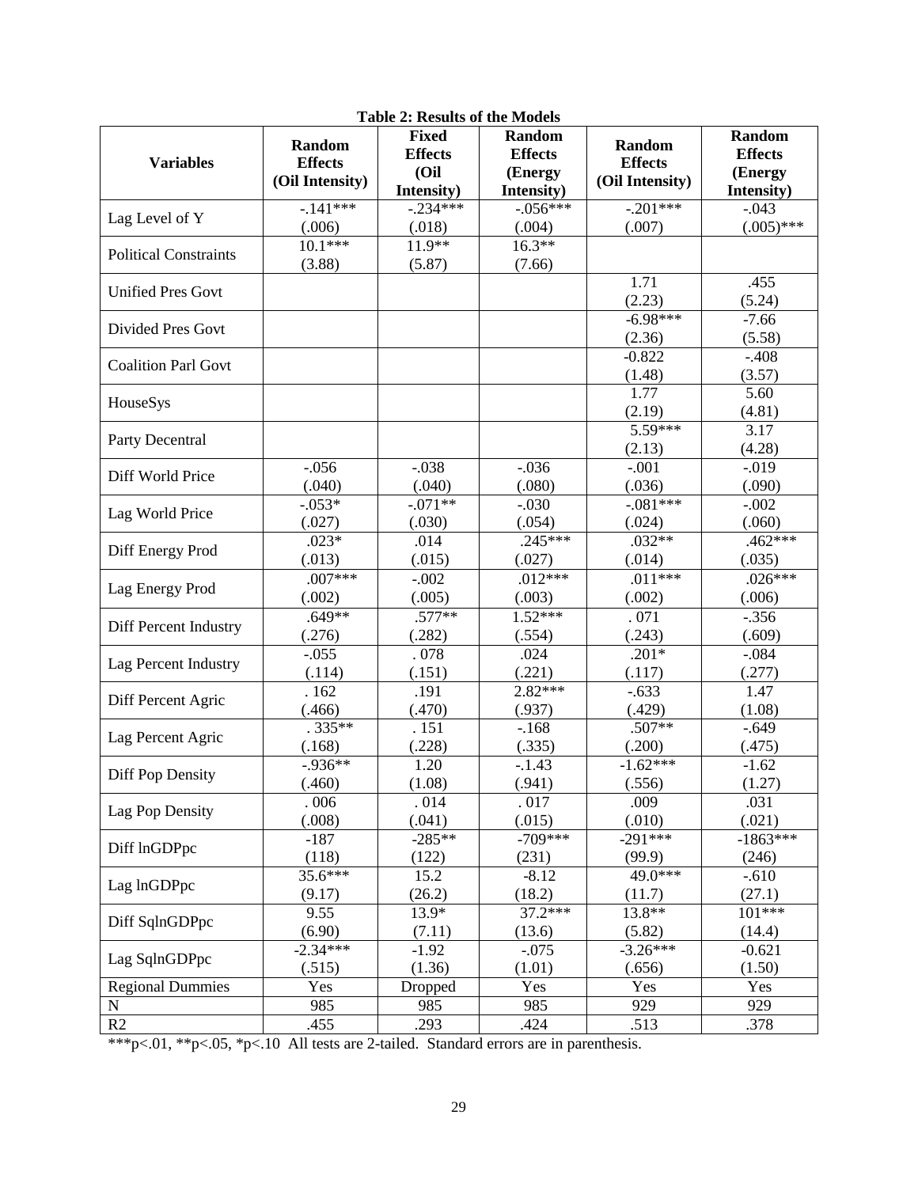**Table 2: Results of the Models**

| Variables | Random Effects (Oil Intensity) | Fixed Effects (Oil Intensity) | Random Effects (Energy Intensity) | Random Effects (Oil Intensity) | Random Effects (Energy Intensity) |
|---|---|---|---|---|---|
| Lag Level of Y | -.141***<br>(.006) | -.234***<br>(.018) | -.056***<br>(.004) | -.201***<br>(.007) | -.043<br>(.005)*** |
| Political Constraints | 10.1***<br>(3.88) | 11.9**<br>(5.87) | 16.3**<br>(7.66) | | |
| Unified Pres Govt | | | | 1.71<br>(2.23) | .455<br>(5.24) |
| Divided Pres Govt | | | | -6.98***<br>(2.36) | -7.66<br>(5.58) |
| Coalition Parl Govt | | | | -0.822<br>(1.48) | -.408<br>(3.57) |
| HouseSys | | | | 1.77<br>(2.19) | 5.60<br>(4.81) |
| Party Decentral | | | | 5.59***<br>(2.13) | 3.17<br>(4.28) |
| Diff World Price | -.056<br>(.040) | -.038<br>(.040) | -.036<br>(.080) | -.001<br>(.036) | -.019<br>(.090) |
| Lag World Price | -.053*<br>(.027) | -.071**<br>(.030) | -.030<br>(.054) | -.081***<br>(.024) | -.002<br>(.060) |
| Diff Energy Prod | .023*<br>(.013) | .014<br>(.015) | .245***<br>(.027) | .032**<br>(.014) | .462***<br>(.035) |
| Lag Energy Prod | .007***<br>(.002) | -.002<br>(.005) | .012***<br>(.003) | .011***<br>(.002) | .026***<br>(.006) |
| Diff Percent Industry | .649**<br>(.276) | .577**<br>(.282) | 1.52***<br>(.554) | . 071<br>(.243) | -.356<br>(.609) |
| Lag Percent Industry | -.055<br>(.114) | . 078<br>(.151) | .024<br>(.221) | .201*<br>(.117) | -.084<br>(.277) |
| Diff Percent Agric | . 162<br>(.466) | .191<br>(.470) | 2.82***<br>(.937) | -.633<br>(.429) | 1.47<br>(1.08) |
| Lag Percent Agric | . 335**<br>(.168) | . 151<br>(.228) | -.168<br>(.335) | .507**<br>(.200) | -.649<br>(.475) |
| Diff Pop Density | -.936**<br>(.460) | 1.20<br>(1.08) | -.1.43<br>(.941) | -1.62***<br>(.556) | -1.62<br>(1.27) |
| Lag Pop Density | . 006<br>(.008) | . 014<br>(.041) | . 017<br>(.015) | .009<br>(.010) | .031<br>(.021) |
| Diff lnGDPpc | -187<br>(118) | -285**<br>(122) | -709***<br>(231) | -291***<br>(99.9) | -1863***<br>(246) |
| Lag lnGDPpc | 35.6***<br>(9.17) | 15.2<br>(26.2) | -8.12<br>(18.2) | 49.0***<br>(11.7) | -.610<br>(27.1) |
| Diff SqlnGDPpc | 9.55<br>(6.90) | 13.9*<br>(7.11) | 37.2***<br>(13.6) | 13.8**<br>(5.82) | 101***<br>(14.4) |
| Lag SqlnGDPpc | -2.34***<br>(.515) | -1.92<br>(1.36) | -.075<br>(1.01) | -3.26***<br>(.656) | -0.621<br>(1.50) |
| Regional Dummies | Yes | Dropped | Yes | Yes | Yes |
| N | 985 | 985 | 985 | 929 | 929 |
| R2 | .455 | .293 | .424 | .513 | .378 |

***p<.01, **p<.05, *p<.10 All tests are 2-tailed. Standard errors are in parenthesis.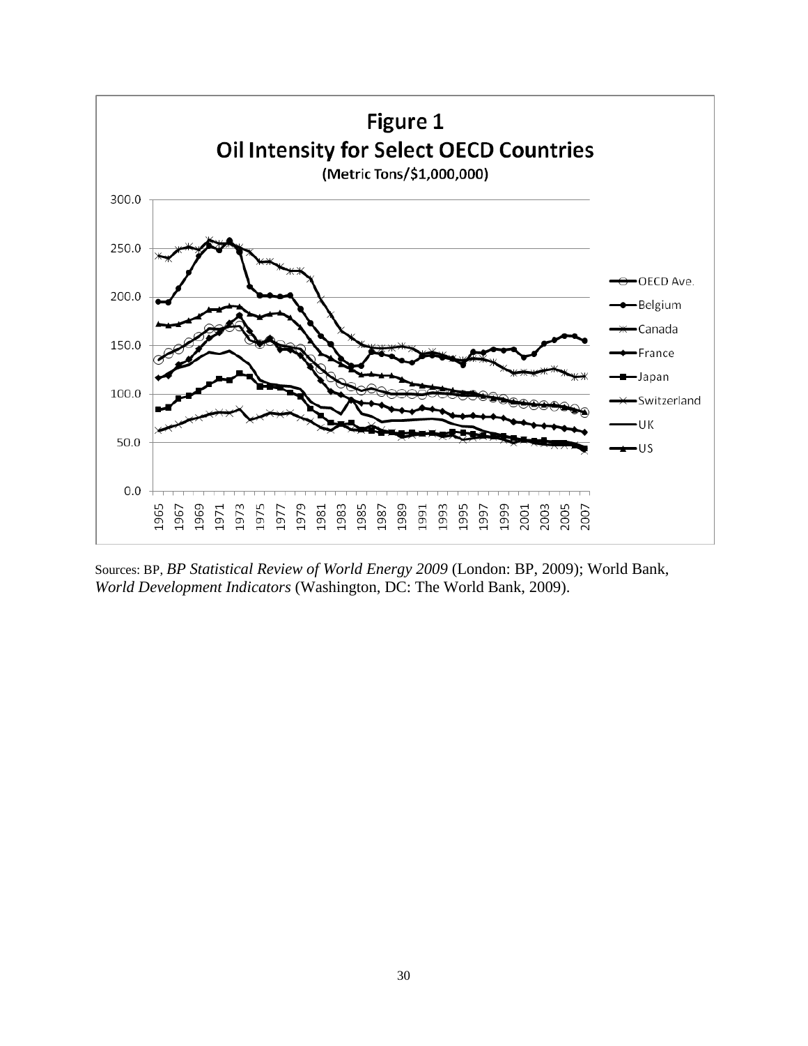**Figure 1**
**Oil Intensity for Select OECD Countries**
**(Metric Tons/$1,000,000)**

Sources: BP, *BP Statistical Review of World Energy 2009* (London: BP, 2009); World Bank, *World Development Indicators* (Washington, DC: The World Bank, 2009).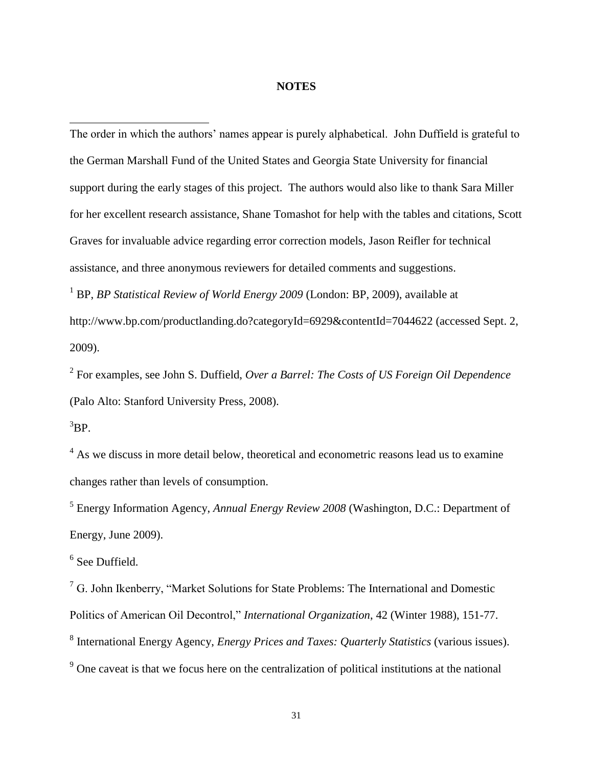## NOTES

The order in which the authors' names appear is purely alphabetical. John Duffield is grateful to the German Marshall Fund of the United States and Georgia State University for financial support during the early stages of this project. The authors would also like to thank Sara Miller for her excellent research assistance, Shane Tomashot for help with the tables and citations, Scott Graves for invaluable advice regarding error correction models, Jason Reifler for technical assistance, and three anonymous reviewers for detailed comments and suggestions.

[1] BP, *BP Statistical Review of World Energy 2009* (London: BP, 2009), available at http://www.bp.com/productlanding.do?categoryId=6929&contentId=7044622 (accessed Sept. 2, 2009).

[2] For examples, see John S. Duffield, *Over a Barrel: The Costs of US Foreign Oil Dependence* (Palo Alto: Stanford University Press, 2008).

[3] BP.

[4] As we discuss in more detail below, theoretical and econometric reasons lead us to examine changes rather than levels of consumption.

[5] Energy Information Agency, *Annual Energy Review 2008* (Washington, D.C.: Department of Energy, June 2009).

[6] See Duffield.

[7] G. John Ikenberry, "Market Solutions for State Problems: The International and Domestic Politics of American Oil Decontrol," *International Organization*, 42 (Winter 1988), 151-77.

[8] International Energy Agency, *Energy Prices and Taxes: Quarterly Statistics* (various issues).

[9] One caveat is that we focus here on the centralization of political institutions at the national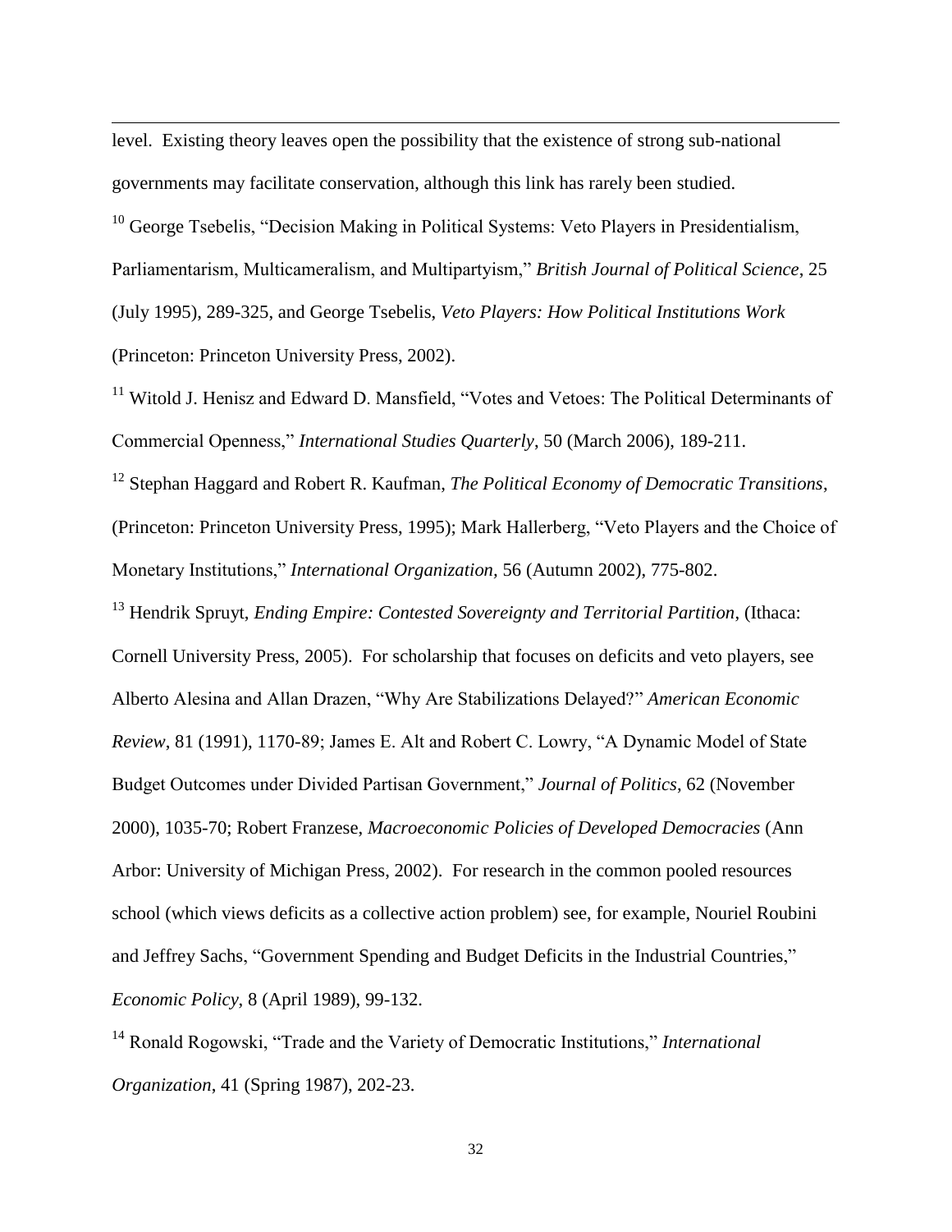level. Existing theory leaves open the possibility that the existence of strong sub-national governments may facilitate conservation, although this link has rarely been studied.

[10] George Tsebelis, "Decision Making in Political Systems: Veto Players in Presidentialism, Parliamentarism, Multicameralism, and Multipartyism," *British Journal of Political Science*, 25 (July 1995), 289-325, and George Tsebelis, *Veto Players: How Political Institutions Work* (Princeton: Princeton University Press, 2002).

[11] Witold J. Henisz and Edward D. Mansfield, "Votes and Vetoes: The Political Determinants of Commercial Openness," *International Studies Quarterly*, 50 (March 2006), 189-211.

[12] Stephan Haggard and Robert R. Kaufman, *The Political Economy of Democratic Transitions*, (Princeton: Princeton University Press, 1995); Mark Hallerberg, "Veto Players and the Choice of Monetary Institutions," *International Organization*, 56 (Autumn 2002), 775-802.

[13] Hendrik Spruyt, *Ending Empire: Contested Sovereignty and Territorial Partition*, (Ithaca: Cornell University Press, 2005). For scholarship that focuses on deficits and veto players, see Alberto Alesina and Allan Drazen, "Why Are Stabilizations Delayed?" *American Economic Review*, 81 (1991), 1170-89; James E. Alt and Robert C. Lowry, "A Dynamic Model of State Budget Outcomes under Divided Partisan Government," *Journal of Politics*, 62 (November 2000), 1035-70; Robert Franzese, *Macroeconomic Policies of Developed Democracies* (Ann Arbor: University of Michigan Press, 2002). For research in the common pooled resources school (which views deficits as a collective action problem) see, for example, Nouriel Roubini and Jeffrey Sachs, "Government Spending and Budget Deficits in the Industrial Countries," *Economic Policy*, 8 (April 1989), 99-132.

[14] Ronald Rogowski, "Trade and the Variety of Democratic Institutions," *International Organization*, 41 (Spring 1987), 202-23.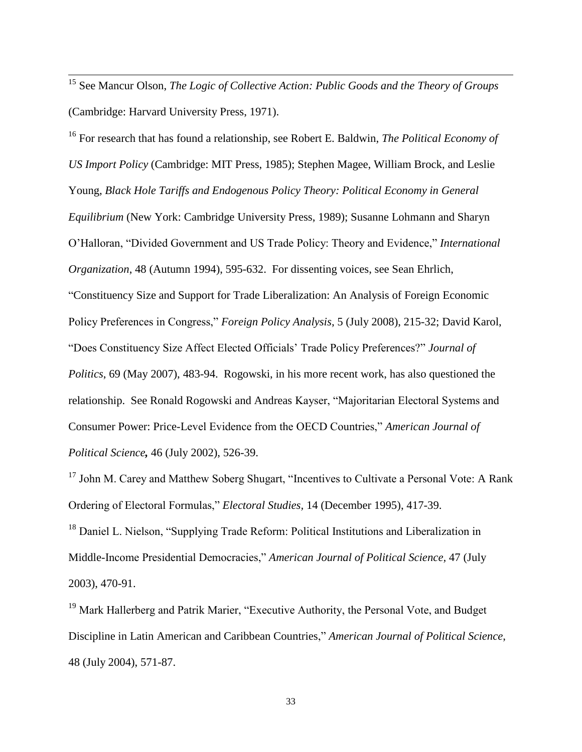[15] See Mancur Olson, *The Logic of Collective Action: Public Goods and the Theory of Groups* (Cambridge: Harvard University Press, 1971).

[16] For research that has found a relationship, see Robert E. Baldwin, *The Political Economy of US Import Policy* (Cambridge: MIT Press, 1985); Stephen Magee, William Brock, and Leslie Young, *Black Hole Tariffs and Endogenous Policy Theory: Political Economy in General Equilibrium* (New York: Cambridge University Press, 1989); Susanne Lohmann and Sharyn O'Halloran, "Divided Government and US Trade Policy: Theory and Evidence," *International Organization*, 48 (Autumn 1994), 595-632. For dissenting voices, see Sean Ehrlich, "Constituency Size and Support for Trade Liberalization: An Analysis of Foreign Economic Policy Preferences in Congress," *Foreign Policy Analysis*, 5 (July 2008), 215-32; David Karol, "Does Constituency Size Affect Elected Officials' Trade Policy Preferences?" *Journal of Politics*, 69 (May 2007), 483-94. Rogowski, in his more recent work, has also questioned the relationship. See Ronald Rogowski and Andreas Kayser, "Majoritarian Electoral Systems and Consumer Power: Price-Level Evidence from the OECD Countries," *American Journal of Political Science***,** 46 (July 2002), 526-39.

[17] John M. Carey and Matthew Soberg Shugart, "Incentives to Cultivate a Personal Vote: A Rank Ordering of Electoral Formulas," *Electoral Studies*, 14 (December 1995), 417-39.

[18] Daniel L. Nielson, "Supplying Trade Reform: Political Institutions and Liberalization in Middle-Income Presidential Democracies," *American Journal of Political Science*, 47 (July 2003), 470-91.

[19] Mark Hallerberg and Patrik Marier, "Executive Authority, the Personal Vote, and Budget Discipline in Latin American and Caribbean Countries," *American Journal of Political Science*, 48 (July 2004), 571-87.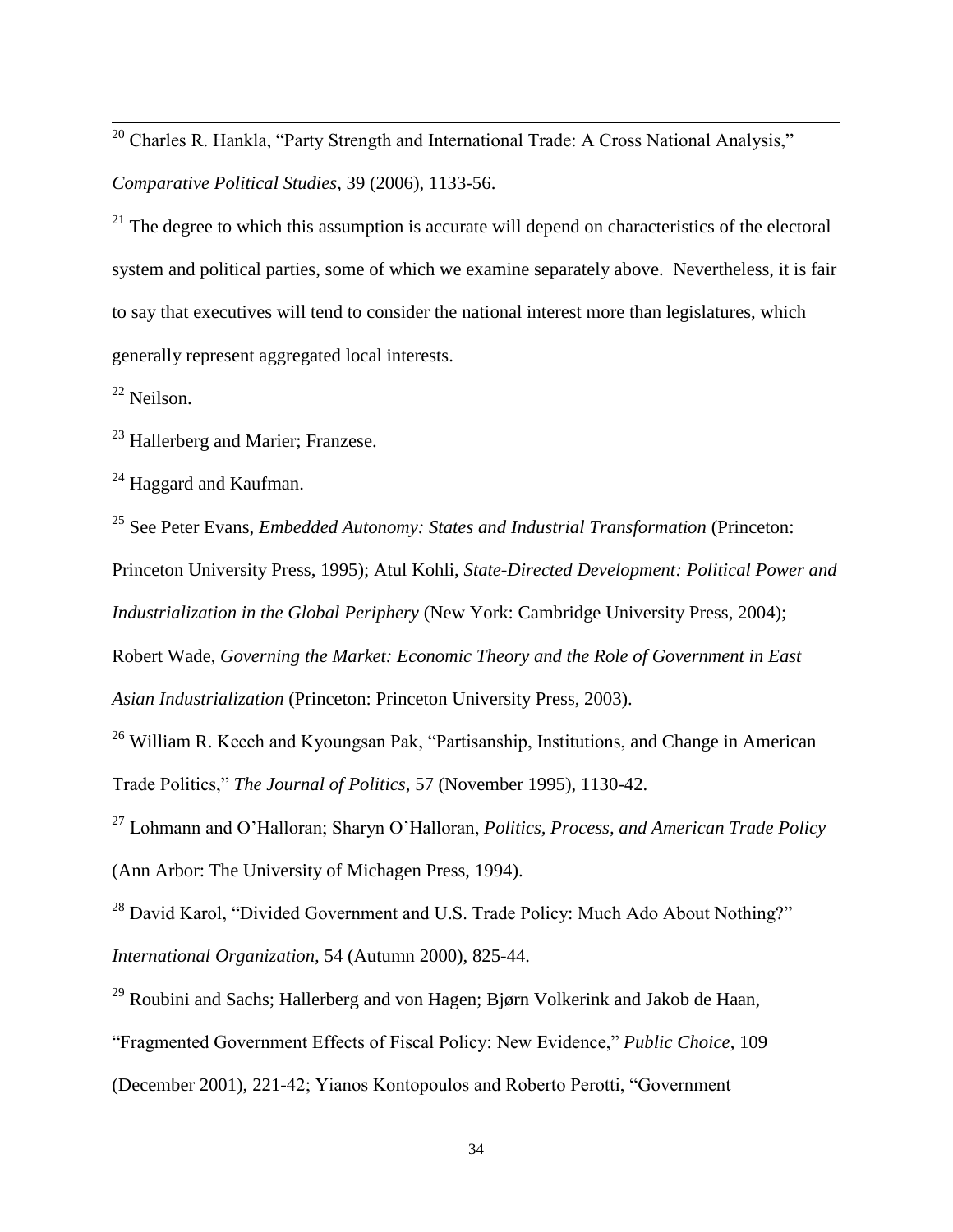[20] Charles R. Hankla, "Party Strength and International Trade: A Cross National Analysis," *Comparative Political Studies*, 39 (2006), 1133-56.

[21] The degree to which this assumption is accurate will depend on characteristics of the electoral system and political parties, some of which we examine separately above. Nevertheless, it is fair to say that executives will tend to consider the national interest more than legislatures, which generally represent aggregated local interests.

[22] Neilson.

[23] Hallerberg and Marier; Franzese.

[24] Haggard and Kaufman.

[25] See Peter Evans, *Embedded Autonomy: States and Industrial Transformation* (Princeton: Princeton University Press, 1995); Atul Kohli, *State-Directed Development: Political Power and Industrialization in the Global Periphery* (New York: Cambridge University Press, 2004); Robert Wade, *Governing the Market: Economic Theory and the Role of Government in East Asian Industrialization* (Princeton: Princeton University Press, 2003).

[26] William R. Keech and Kyoungsan Pak, "Partisanship, Institutions, and Change in American Trade Politics," *The Journal of Politics*, 57 (November 1995), 1130-42.

[27] Lohmann and O'Halloran; Sharyn O'Halloran, *Politics, Process, and American Trade Policy* (Ann Arbor: The University of Michagen Press, 1994).

[28] David Karol, "Divided Government and U.S. Trade Policy: Much Ado About Nothing?" *International Organization,* 54 (Autumn 2000), 825-44.

[29] Roubini and Sachs; Hallerberg and von Hagen; Bjørn Volkerink and Jakob de Haan, "Fragmented Government Effects of Fiscal Policy: New Evidence," *Public Choice*, 109 (December 2001), 221-42; Yianos Kontopoulos and Roberto Perotti, "Government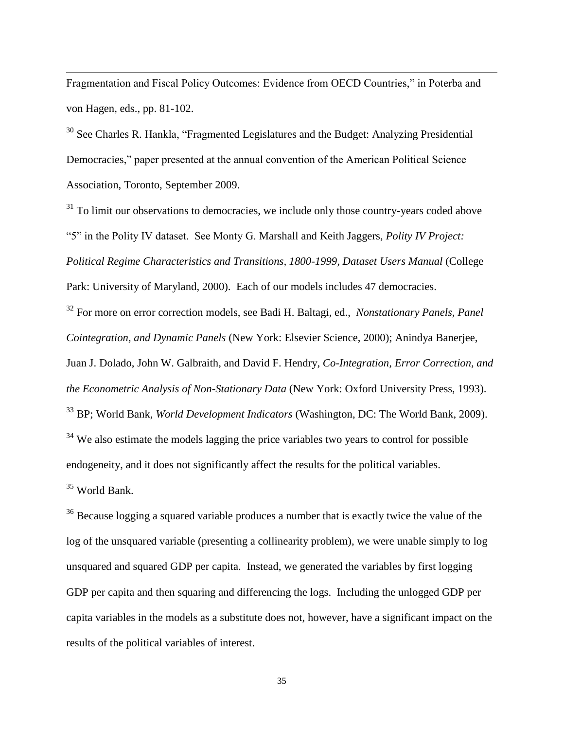Fragmentation and Fiscal Policy Outcomes: Evidence from OECD Countries," in Poterba and von Hagen, eds., pp. 81-102.

[30] See Charles R. Hankla, "Fragmented Legislatures and the Budget: Analyzing Presidential Democracies," paper presented at the annual convention of the American Political Science Association, Toronto, September 2009.

[31] To limit our observations to democracies, we include only those country-years coded above "5" in the Polity IV dataset. See Monty G. Marshall and Keith Jaggers, *Polity IV Project: Political Regime Characteristics and Transitions, 1800-1999, Dataset Users Manual* (College Park: University of Maryland, 2000). Each of our models includes 47 democracies.

[32] For more on error correction models, see Badi H. Baltagi, ed., *Nonstationary Panels, Panel Cointegration, and Dynamic Panels* (New York: Elsevier Science, 2000); Anindya Banerjee, Juan J. Dolado, John W. Galbraith, and David F. Hendry, *Co-Integration, Error Correction, and the Econometric Analysis of Non-Stationary Data* (New York: Oxford University Press, 1993).

[33] BP; World Bank, *World Development Indicators* (Washington, DC: The World Bank, 2009).

[34] We also estimate the models lagging the price variables two years to control for possible endogeneity, and it does not significantly affect the results for the political variables.

[35] World Bank.

[36] Because logging a squared variable produces a number that is exactly twice the value of the log of the unsquared variable (presenting a collinearity problem), we were unable simply to log unsquared and squared GDP per capita. Instead, we generated the variables by first logging GDP per capita and then squaring and differencing the logs. Including the unlogged GDP per capita variables in the models as a substitute does not, however, have a significant impact on the results of the political variables of interest.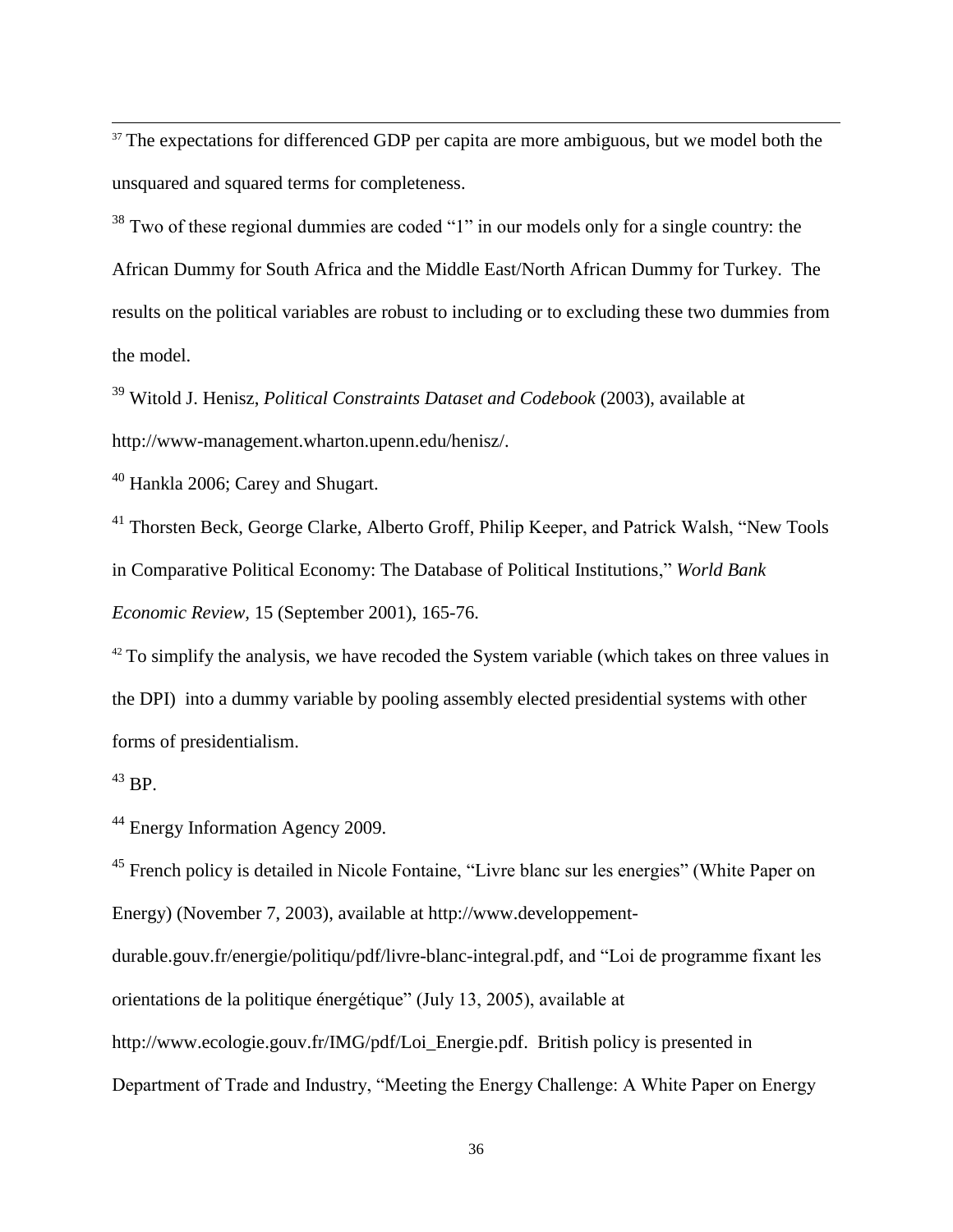[37] The expectations for differenced GDP per capita are more ambiguous, but we model both the unsquared and squared terms for completeness.

[38] Two of these regional dummies are coded "1" in our models only for a single country: the African Dummy for South Africa and the Middle East/North African Dummy for Turkey. The results on the political variables are robust to including or to excluding these two dummies from the model.

[39] Witold J. Henisz, *Political Constraints Dataset and Codebook* (2003), available at http://www-management.wharton.upenn.edu/henisz/.

[40] Hankla 2006; Carey and Shugart.

[41] Thorsten Beck, George Clarke, Alberto Groff, Philip Keeper, and Patrick Walsh, "New Tools in Comparative Political Economy: The Database of Political Institutions," *World Bank Economic Review*, 15 (September 2001), 165-76.

[42] To simplify the analysis, we have recoded the System variable (which takes on three values in the DPI) into a dummy variable by pooling assembly elected presidential systems with other forms of presidentialism.

[43] BP.

[44] Energy Information Agency 2009.

[45] French policy is detailed in Nicole Fontaine, "Livre blanc sur les energies" (White Paper on Energy) (November 7, 2003), available at http://www.developpement-durable.gouv.fr/energie/politiqu/pdf/livre-blanc-integral.pdf, and "Loi de programme fixant les orientations de la politique énergétique" (July 13, 2005), available at http://www.ecologie.gouv.fr/IMG/pdf/Loi_Energie.pdf. British policy is presented in Department of Trade and Industry, "Meeting the Energy Challenge: A White Paper on Energy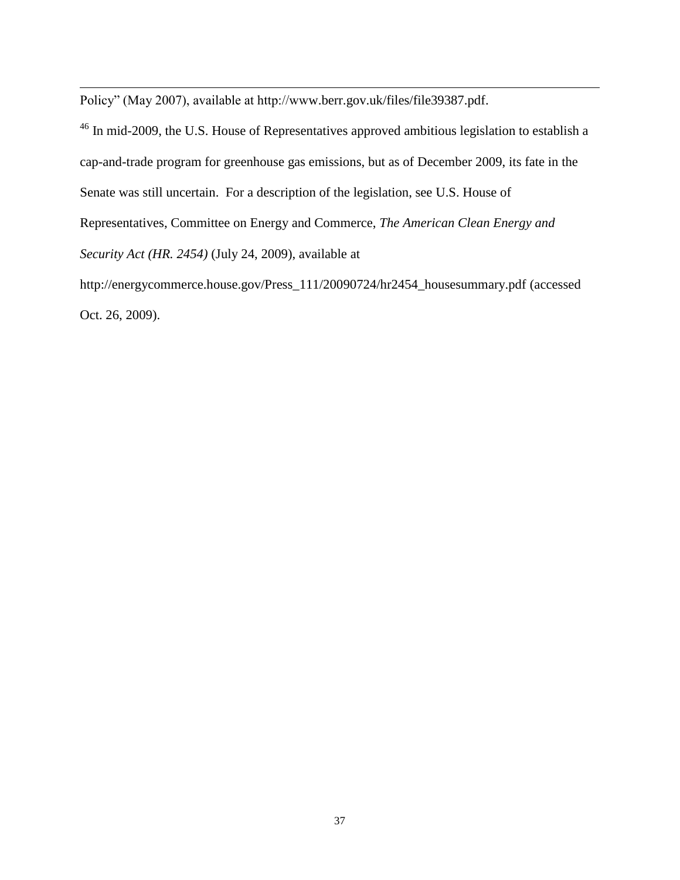Policy" (May 2007), available at http://www.berr.gov.uk/files/file39387.pdf.

[46] In mid-2009, the U.S. House of Representatives approved ambitious legislation to establish a cap-and-trade program for greenhouse gas emissions, but as of December 2009, its fate in the Senate was still uncertain. For a description of the legislation, see U.S. House of Representatives, Committee on Energy and Commerce, *The American Clean Energy and Security Act (HR. 2454)* (July 24, 2009), available at http://energycommerce.house.gov/Press_111/20090724/hr2454_housesummary.pdf (accessed Oct. 26, 2009).